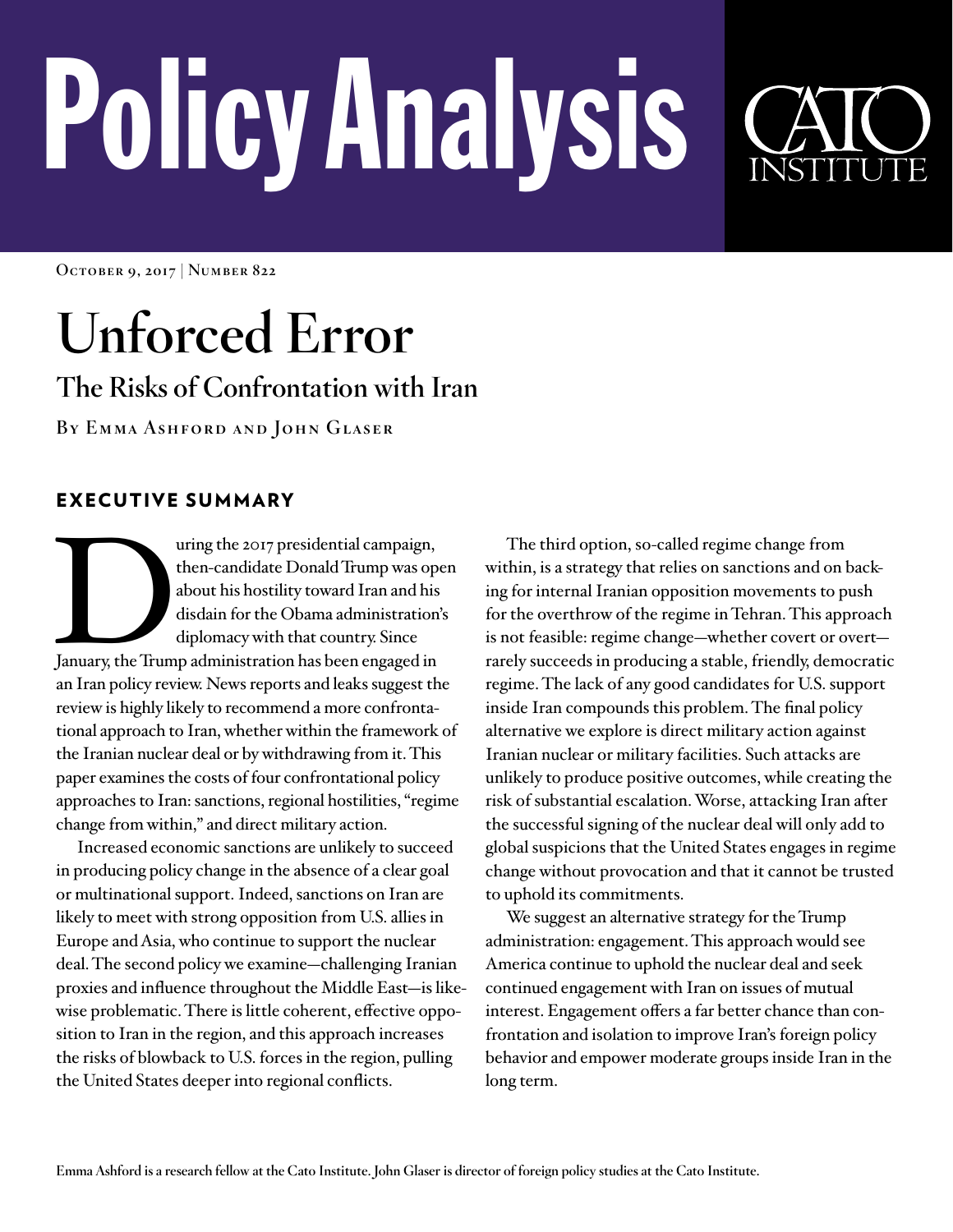# Policy Analysis

CATO INSTITUTE

October 9, 2017 | Number 822

# Unforced Error

## The Risks of Confrontation with Iran

By Emma Ashford and John Glaser

## EXECUTIVE SUMMARY

During the 2017 presidential campaign, then-candidate Donald Trump was open about his hostility toward Iran and his disdain for the Obama administration's diplomacy with that country. Since January, the Trump administration has been engaged in an Iran policy review. News reports and leaks suggest the review is highly likely to recommend a more confrontational approach to Iran, whether within the framework of the Iranian nuclear deal or by withdrawing from it. This paper examines the costs of four confrontational policy approaches to Iran: sanctions, regional hostilities, "regime change from within," and direct military action.

Increased economic sanctions are unlikely to succeed in producing policy change in the absence of a clear goal or multinational support. Indeed, sanctions on Iran are likely to meet with strong opposition from U.S. allies in Europe and Asia, who continue to support the nuclear deal. The second policy we examine—challenging Iranian proxies and influence throughout the Middle East—is likewise problematic. There is little coherent, effective opposition to Iran in the region, and this approach increases the risks of blowback to U.S. forces in the region, pulling the United States deeper into regional conflicts.

The third option, so-called regime change from within, is a strategy that relies on sanctions and on backing for internal Iranian opposition movements to push for the overthrow of the regime in Tehran. This approach is not feasible: regime change—whether covert or overt—rarely succeeds in producing a stable, friendly, democratic regime. The lack of any good candidates for U.S. support inside Iran compounds this problem. The final policy alternative we explore is direct military action against Iranian nuclear or military facilities. Such attacks are unlikely to produce positive outcomes, while creating the risk of substantial escalation. Worse, attacking Iran after the successful signing of the nuclear deal will only add to global suspicions that the United States engages in regime change without provocation and that it cannot be trusted to uphold its commitments.

We suggest an alternative strategy for the Trump administration: engagement. This approach would see America continue to uphold the nuclear deal and seek continued engagement with Iran on issues of mutual interest. Engagement offers a far better chance than confrontation and isolation to improve Iran's foreign policy behavior and empower moderate groups inside Iran in the long term.

Emma Ashford is a research fellow at the Cato Institute. John Glaser is director of foreign policy studies at the Cato Institute.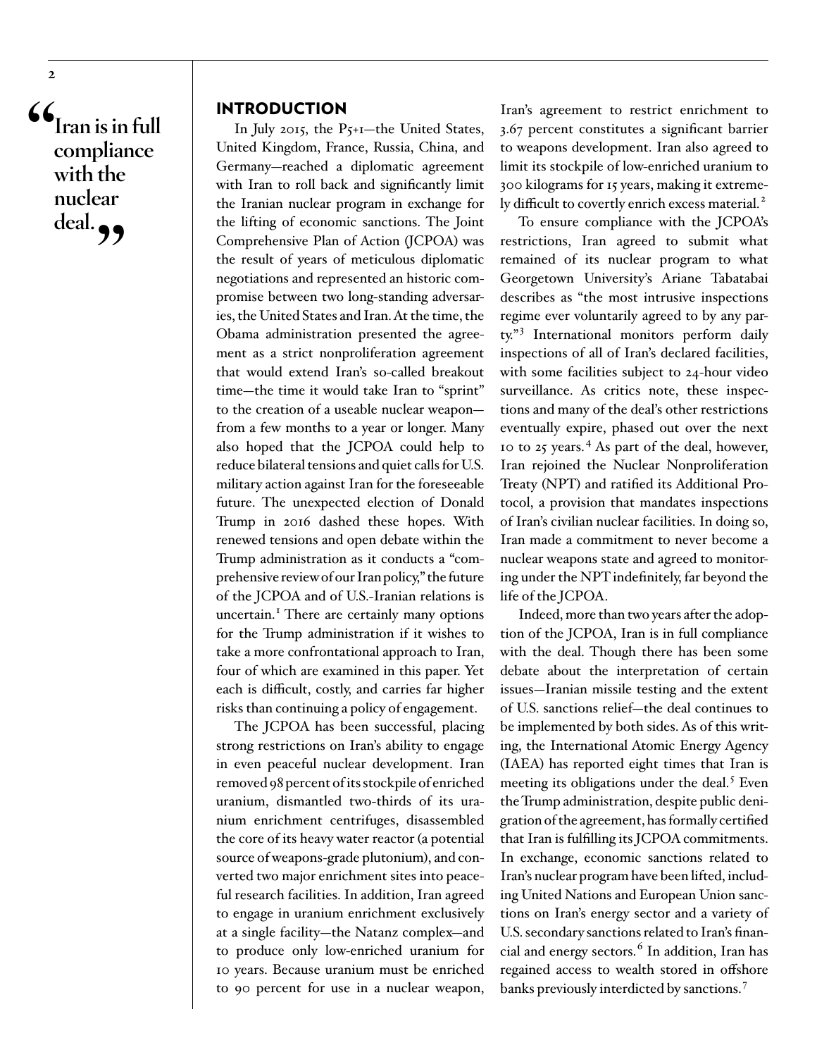> "Iran is in full compliance with the nuclear deal."

## INTRODUCTION

In July 2015, the P5+1—the United States, United Kingdom, France, Russia, China, and Germany—reached a diplomatic agreement with Iran to roll back and significantly limit the Iranian nuclear program in exchange for the lifting of economic sanctions. The Joint Comprehensive Plan of Action (JCPOA) was the result of years of meticulous diplomatic negotiations and represented an historic compromise between two long-standing adversaries, the United States and Iran. At the time, the Obama administration presented the agreement as a strict nonproliferation agreement that would extend Iran's so-called breakout time—the time it would take Iran to "sprint" to the creation of a useable nuclear weapon—from a few months to a year or longer. Many also hoped that the JCPOA could help to reduce bilateral tensions and quiet calls for U.S. military action against Iran for the foreseeable future. The unexpected election of Donald Trump in 2016 dashed these hopes. With renewed tensions and open debate within the Trump administration as it conducts a "comprehensive review of our Iran policy," the future of the JCPOA and of U.S.-Iranian relations is uncertain.[1] There are certainly many options for the Trump administration if it wishes to take a more confrontational approach to Iran, four of which are examined in this paper. Yet each is difficult, costly, and carries far higher risks than continuing a policy of engagement.

The JCPOA has been successful, placing strong restrictions on Iran's ability to engage in even peaceful nuclear development. Iran removed 98 percent of its stockpile of enriched uranium, dismantled two-thirds of its uranium enrichment centrifuges, disassembled the core of its heavy water reactor (a potential source of weapons-grade plutonium), and converted two major enrichment sites into peaceful research facilities. In addition, Iran agreed to engage in uranium enrichment exclusively at a single facility—the Natanz complex—and to produce only low-enriched uranium for 10 years. Because uranium must be enriched to 90 percent for use in a nuclear weapon, Iran's agreement to restrict enrichment to 3.67 percent constitutes a significant barrier to weapons development. Iran also agreed to limit its stockpile of low-enriched uranium to 300 kilograms for 15 years, making it extremely difficult to covertly enrich excess material.[2]

To ensure compliance with the JCPOA's restrictions, Iran agreed to submit what remained of its nuclear program to what Georgetown University's Ariane Tabatabai describes as "the most intrusive inspections regime ever voluntarily agreed to by any party."[3] International monitors perform daily inspections of all of Iran's declared facilities, with some facilities subject to 24-hour video surveillance. As critics note, these inspections and many of the deal's other restrictions eventually expire, phased out over the next 10 to 25 years.[4] As part of the deal, however, Iran rejoined the Nuclear Nonproliferation Treaty (NPT) and ratified its Additional Protocol, a provision that mandates inspections of Iran's civilian nuclear facilities. In doing so, Iran made a commitment to never become a nuclear weapons state and agreed to monitoring under the NPT indefinitely, far beyond the life of the JCPOA.

Indeed, more than two years after the adoption of the JCPOA, Iran is in full compliance with the deal. Though there has been some debate about the interpretation of certain issues—Iranian missile testing and the extent of U.S. sanctions relief—the deal continues to be implemented by both sides. As of this writing, the International Atomic Energy Agency (IAEA) has reported eight times that Iran is meeting its obligations under the deal.[5] Even the Trump administration, despite public denigration of the agreement, has formally certified that Iran is fulfilling its JCPOA commitments. In exchange, economic sanctions related to Iran's nuclear program have been lifted, including United Nations and European Union sanctions on Iran's energy sector and a variety of U.S. secondary sanctions related to Iran's financial and energy sectors.[6] In addition, Iran has regained access to wealth stored in offshore banks previously interdicted by sanctions.[7]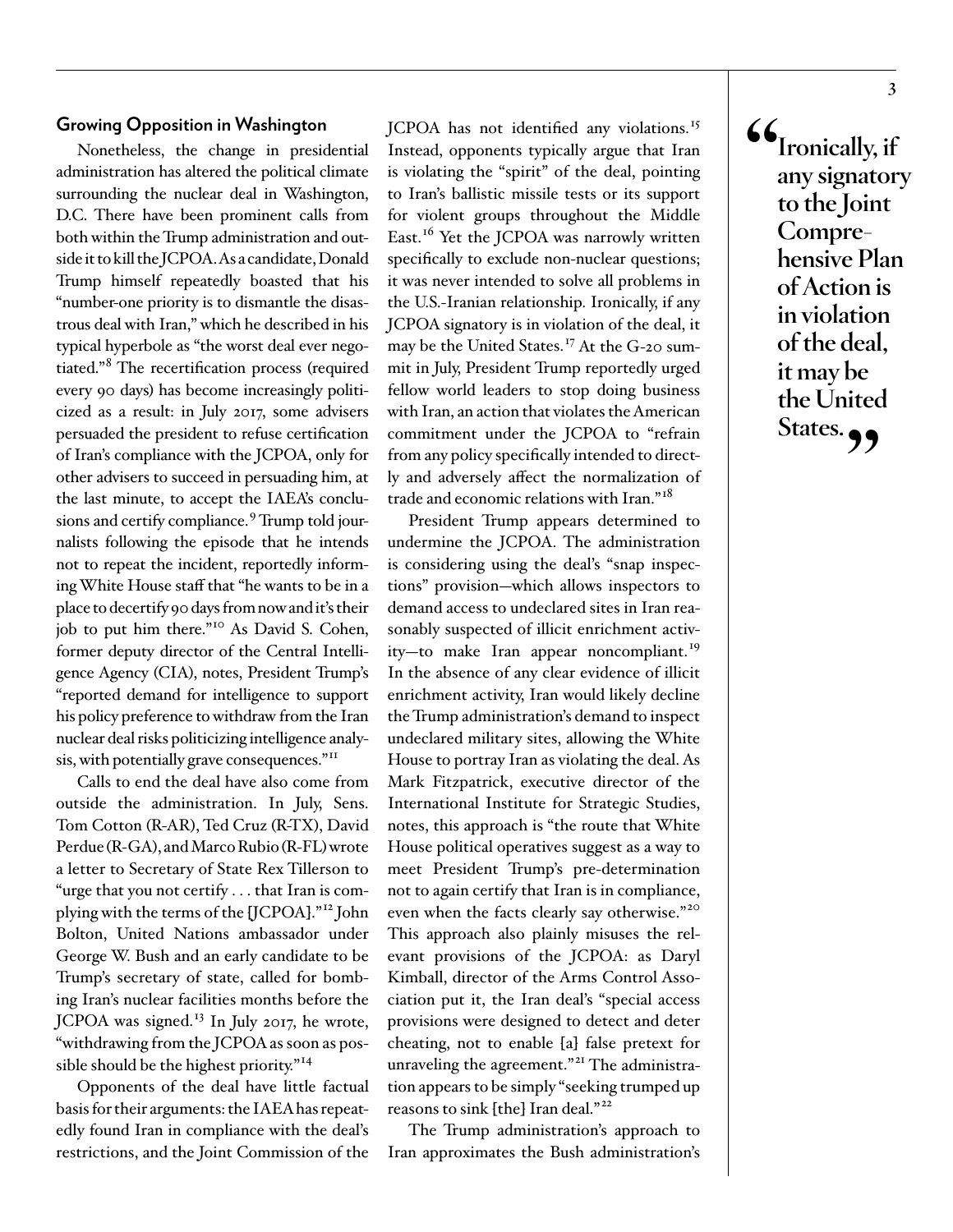## Growing Opposition in Washington

Nonetheless, the change in presidential administration has altered the political climate surrounding the nuclear deal in Washington, D.C. There have been prominent calls from both within the Trump administration and outside it to kill the JCPOA. As a candidate, Donald Trump himself repeatedly boasted that his "number-one priority is to dismantle the disastrous deal with Iran," which he described in his typical hyperbole as "the worst deal ever negotiated."[8] The recertification process (required every 90 days) has become increasingly politicized as a result: in July 2017, some advisers persuaded the president to refuse certification of Iran's compliance with the JCPOA, only for other advisers to succeed in persuading him, at the last minute, to accept the IAEA's conclusions and certify compliance.[9] Trump told journalists following the episode that he intends not to repeat the incident, reportedly informing White House staff that "he wants to be in a place to decertify 90 days from now and it's their job to put him there."[10] As David S. Cohen, former deputy director of the Central Intelligence Agency (CIA), notes, President Trump's "reported demand for intelligence to support his policy preference to withdraw from the Iran nuclear deal risks politicizing intelligence analysis, with potentially grave consequences."[11]

Calls to end the deal have also come from outside the administration. In July, Sens. Tom Cotton (R-AR), Ted Cruz (R-TX), David Perdue (R-GA), and Marco Rubio (R-FL) wrote a letter to Secretary of State Rex Tillerson to "urge that you not certify . . . that Iran is complying with the terms of the [JCPOA]."[12] John Bolton, United Nations ambassador under George W. Bush and an early candidate to be Trump's secretary of state, called for bombing Iran's nuclear facilities months before the JCPOA was signed.[13] In July 2017, he wrote, "withdrawing from the JCPOA as soon as possible should be the highest priority."[14]

Opponents of the deal have little factual basis for their arguments: the IAEA has repeatedly found Iran in compliance with the deal's restrictions, and the Joint Commission of the JCPOA has not identified any violations.[15] Instead, opponents typically argue that Iran is violating the "spirit" of the deal, pointing to Iran's ballistic missile tests or its support for violent groups throughout the Middle East.[16] Yet the JCPOA was narrowly written specifically to exclude non-nuclear questions; it was never intended to solve all problems in the U.S.-Iranian relationship. Ironically, if any JCPOA signatory is in violation of the deal, it may be the United States.[17] At the G-20 summit in July, President Trump reportedly urged fellow world leaders to stop doing business with Iran, an action that violates the American commitment under the JCPOA to "refrain from any policy specifically intended to directly and adversely affect the normalization of trade and economic relations with Iran."[18]

President Trump appears determined to undermine the JCPOA. The administration is considering using the deal's "snap inspections" provision—which allows inspectors to demand access to undeclared sites in Iran reasonably suspected of illicit enrichment activity—to make Iran appear noncompliant.[19] In the absence of any clear evidence of illicit enrichment activity, Iran would likely decline the Trump administration's demand to inspect undeclared military sites, allowing the White House to portray Iran as violating the deal. As Mark Fitzpatrick, executive director of the International Institute for Strategic Studies, notes, this approach is "the route that White House political operatives suggest as a way to meet President Trump's pre-determination not to again certify that Iran is in compliance, even when the facts clearly say otherwise."[20] This approach also plainly misuses the relevant provisions of the JCPOA: as Daryl Kimball, director of the Arms Control Association put it, the Iran deal's "special access provisions were designed to detect and deter cheating, not to enable [a] false pretext for unraveling the agreement."[21] The administration appears to be simply "seeking trumped up reasons to sink [the] Iran deal."[22]

The Trump administration's approach to Iran approximates the Bush administration's

> **"Ironically, if any signatory to the Joint Comprehensive Plan of Action is in violation of the deal, it may be the United States."**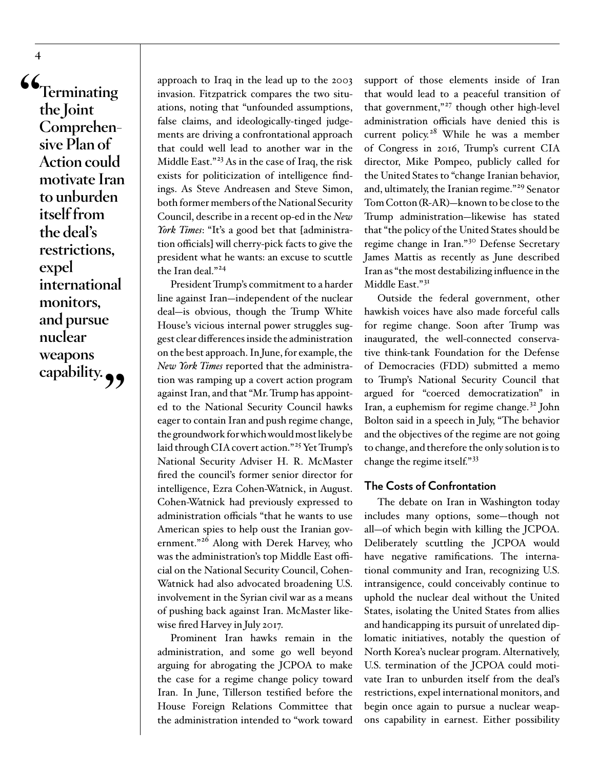> "Terminating the Joint Comprehensive Plan of Action could motivate Iran to unburden itself from the deal's restrictions, expel international monitors, and pursue nuclear weapons capability."

approach to Iraq in the lead up to the 2003 invasion. Fitzpatrick compares the two situations, noting that "unfounded assumptions, false claims, and ideologically-tinged judgements are driving a confrontational approach that could well lead to another war in the Middle East."[23] As in the case of Iraq, the risk exists for politicization of intelligence findings. As Steve Andreasen and Steve Simon, both former members of the National Security Council, describe in a recent op-ed in the *New York Times*: "It's a good bet that [administration officials] will cherry-pick facts to give the president what he wants: an excuse to scuttle the Iran deal."[24]

President Trump's commitment to a harder line against Iran—independent of the nuclear deal—is obvious, though the Trump White House's vicious internal power struggles suggest clear differences inside the administration on the best approach. In June, for example, the *New York Times* reported that the administration was ramping up a covert action program against Iran, and that "Mr. Trump has appointed to the National Security Council hawks eager to contain Iran and push regime change, the groundwork for which would most likely be laid through CIA covert action."[25] Yet Trump's National Security Adviser H. R. McMaster fired the council's former senior director for intelligence, Ezra Cohen-Watnick, in August. Cohen-Watnick had previously expressed to administration officials "that he wants to use American spies to help oust the Iranian government."[26] Along with Derek Harvey, who was the administration's top Middle East official on the National Security Council, Cohen-Watnick had also advocated broadening U.S. involvement in the Syrian civil war as a means of pushing back against Iran. McMaster likewise fired Harvey in July 2017.

Prominent Iran hawks remain in the administration, and some go well beyond arguing for abrogating the JCPOA to make the case for a regime change policy toward Iran. In June, Tillerson testified before the House Foreign Relations Committee that the administration intended to "work toward support of those elements inside of Iran that would lead to a peaceful transition of that government,"[27] though other high-level administration officials have denied this is current policy.[28] While he was a member of Congress in 2016, Trump's current CIA director, Mike Pompeo, publicly called for the United States to "change Iranian behavior, and, ultimately, the Iranian regime."[29] Senator Tom Cotton (R-AR)—known to be close to the Trump administration—likewise has stated that "the policy of the United States should be regime change in Iran."[30] Defense Secretary James Mattis as recently as June described Iran as "the most destabilizing influence in the Middle East."[31]

Outside the federal government, other hawkish voices have also made forceful calls for regime change. Soon after Trump was inaugurated, the well-connected conservative think-tank Foundation for the Defense of Democracies (FDD) submitted a memo to Trump's National Security Council that argued for "coerced democratization" in Iran, a euphemism for regime change.[32] John Bolton said in a speech in July, "The behavior and the objectives of the regime are not going to change, and therefore the only solution is to change the regime itself."[33]

### The Costs of Confrontation

The debate on Iran in Washington today includes many options, some—though not all—of which begin with killing the JCPOA. Deliberately scuttling the JCPOA would have negative ramifications. The international community and Iran, recognizing U.S. intransigence, could conceivably continue to uphold the nuclear deal without the United States, isolating the United States from allies and handicapping its pursuit of unrelated diplomatic initiatives, notably the question of North Korea's nuclear program. Alternatively, U.S. termination of the JCPOA could motivate Iran to unburden itself from the deal's restrictions, expel international monitors, and begin once again to pursue a nuclear weapons capability in earnest. Either possibility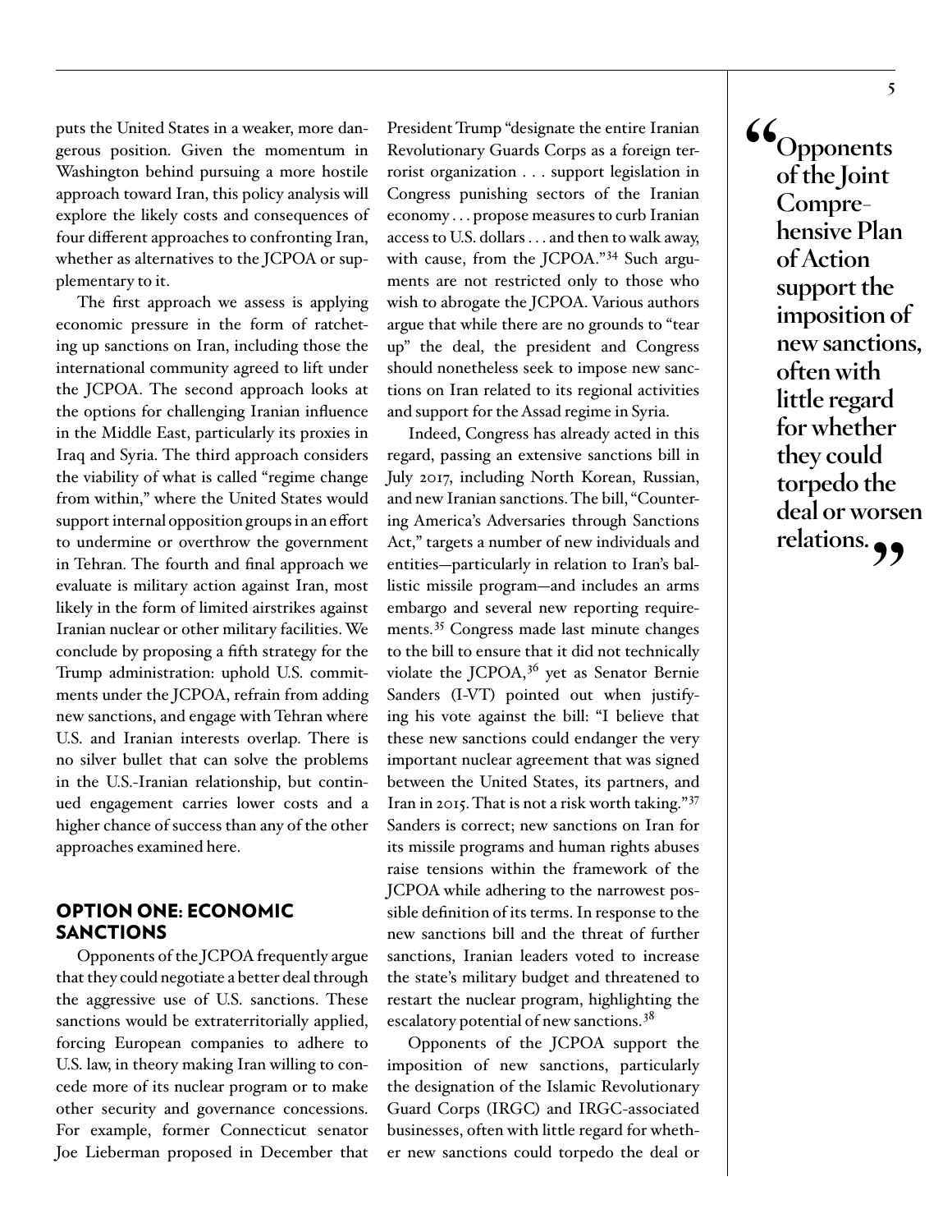puts the United States in a weaker, more dangerous position. Given the momentum in Washington behind pursuing a more hostile approach toward Iran, this policy analysis will explore the likely costs and consequences of four different approaches to confronting Iran, whether as alternatives to the JCPOA or supplementary to it.

The first approach we assess is applying economic pressure in the form of ratcheting up sanctions on Iran, including those the international community agreed to lift under the JCPOA. The second approach looks at the options for challenging Iranian influence in the Middle East, particularly its proxies in Iraq and Syria. The third approach considers the viability of what is called "regime change from within," where the United States would support internal opposition groups in an effort to undermine or overthrow the government in Tehran. The fourth and final approach we evaluate is military action against Iran, most likely in the form of limited airstrikes against Iranian nuclear or other military facilities. We conclude by proposing a fifth strategy for the Trump administration: uphold U.S. commitments under the JCPOA, refrain from adding new sanctions, and engage with Tehran where U.S. and Iranian interests overlap. There is no silver bullet that can solve the problems in the U.S.-Iranian relationship, but continued engagement carries lower costs and a higher chance of success than any of the other approaches examined here.

## OPTION ONE: ECONOMIC SANCTIONS

Opponents of the JCPOA frequently argue that they could negotiate a better deal through the aggressive use of U.S. sanctions. These sanctions would be extraterritorially applied, forcing European companies to adhere to U.S. law, in theory making Iran willing to concede more of its nuclear program or to make other security and governance concessions. For example, former Connecticut senator Joe Lieberman proposed in December that President Trump "designate the entire Iranian Revolutionary Guards Corps as a foreign terrorist organization . . . support legislation in Congress punishing sectors of the Iranian economy . . . propose measures to curb Iranian access to U.S. dollars . . . and then to walk away, with cause, from the JCPOA."[34] Such arguments are not restricted only to those who wish to abrogate the JCPOA. Various authors argue that while there are no grounds to "tear up" the deal, the president and Congress should nonetheless seek to impose new sanctions on Iran related to its regional activities and support for the Assad regime in Syria.

Indeed, Congress has already acted in this regard, passing an extensive sanctions bill in July 2017, including North Korean, Russian, and new Iranian sanctions. The bill, "Countering America's Adversaries through Sanctions Act," targets a number of new individuals and entities—particularly in relation to Iran's ballistic missile program—and includes an arms embargo and several new reporting requirements.[35] Congress made last minute changes to the bill to ensure that it did not technically violate the JCPOA,[36] yet as Senator Bernie Sanders (I-VT) pointed out when justifying his vote against the bill: "I believe that these new sanctions could endanger the very important nuclear agreement that was signed between the United States, its partners, and Iran in 2015. That is not a risk worth taking."[37] Sanders is correct; new sanctions on Iran for its missile programs and human rights abuses raise tensions within the framework of the JCPOA while adhering to the narrowest possible definition of its terms. In response to the new sanctions bill and the threat of further sanctions, Iranian leaders voted to increase the state's military budget and threatened to restart the nuclear program, highlighting the escalatory potential of new sanctions.[38]

Opponents of the JCPOA support the imposition of new sanctions, particularly the designation of the Islamic Revolutionary Guard Corps (IRGC) and IRGC-associated businesses, often with little regard for whether new sanctions could torpedo the deal or

> **"Opponents of the Joint Comprehensive Plan of Action support the imposition of new sanctions, often with little regard for whether they could torpedo the deal or worsen relations."**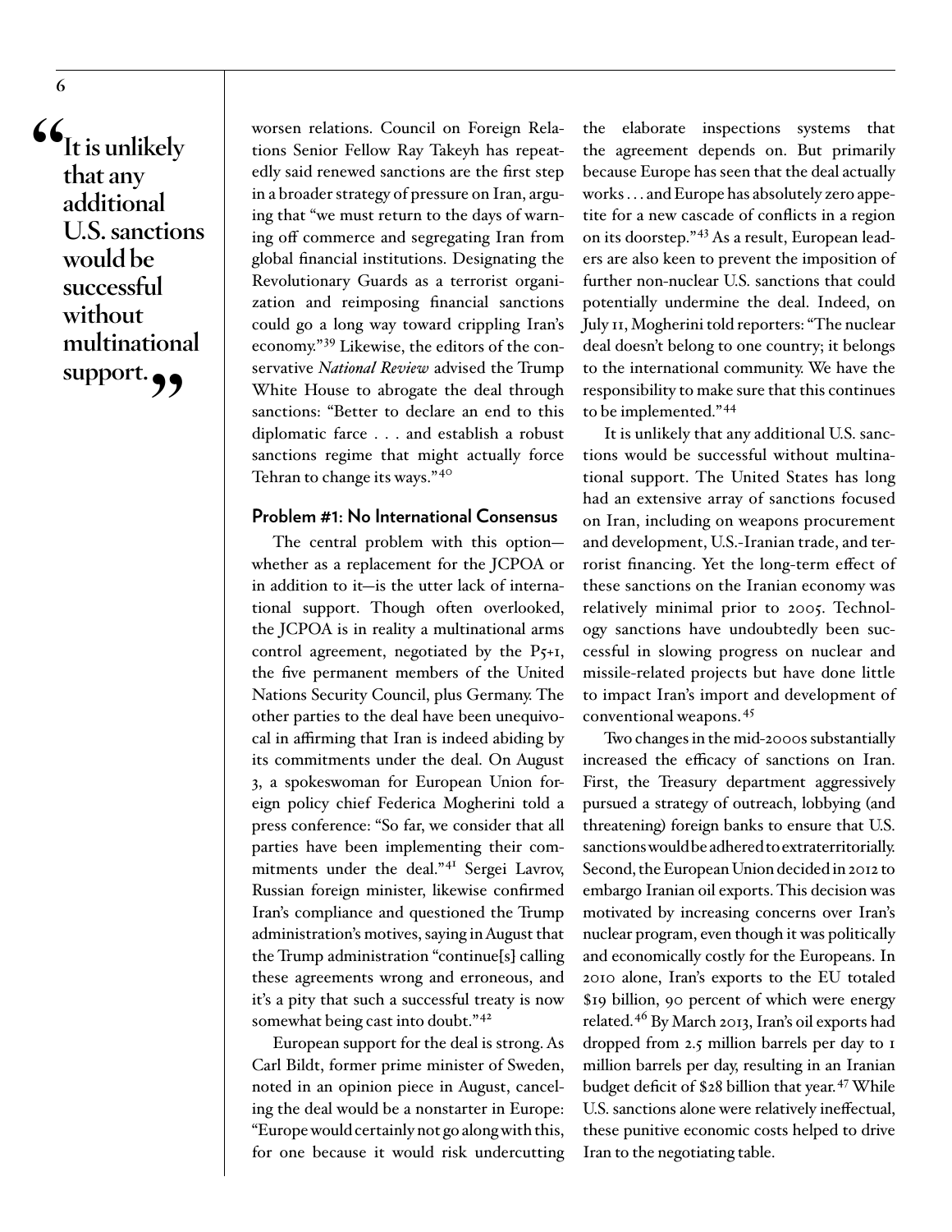> **"It is unlikely that any additional U.S. sanctions would be successful without multinational support."**

worsen relations. Council on Foreign Relations Senior Fellow Ray Takeyh has repeatedly said renewed sanctions are the first step in a broader strategy of pressure on Iran, arguing that "we must return to the days of warning off commerce and segregating Iran from global financial institutions. Designating the Revolutionary Guards as a terrorist organization and reimposing financial sanctions could go a long way toward crippling Iran's economy."[39] Likewise, the editors of the conservative *National Review* advised the Trump White House to abrogate the deal through sanctions: "Better to declare an end to this diplomatic farce . . . and establish a robust sanctions regime that might actually force Tehran to change its ways."[40]

### Problem #1: No International Consensus

The central problem with this option—whether as a replacement for the JCPOA or in addition to it—is the utter lack of international support. Though often overlooked, the JCPOA is in reality a multinational arms control agreement, negotiated by the P5+1, the five permanent members of the United Nations Security Council, plus Germany. The other parties to the deal have been unequivocal in affirming that Iran is indeed abiding by its commitments under the deal. On August 3, a spokeswoman for European Union foreign policy chief Federica Mogherini told a press conference: "So far, we consider that all parties have been implementing their commitments under the deal."[41] Sergei Lavrov, Russian foreign minister, likewise confirmed Iran's compliance and questioned the Trump administration's motives, saying in August that the Trump administration "continue[s] calling these agreements wrong and erroneous, and it's a pity that such a successful treaty is now somewhat being cast into doubt."[42]

European support for the deal is strong. As Carl Bildt, former prime minister of Sweden, noted in an opinion piece in August, canceling the deal would be a nonstarter in Europe: "Europe would certainly not go along with this, for one because it would risk undercutting the elaborate inspections systems that the agreement depends on. But primarily because Europe has seen that the deal actually works . . . and Europe has absolutely zero appetite for a new cascade of conflicts in a region on its doorstep."[43] As a result, European leaders are also keen to prevent the imposition of further non-nuclear U.S. sanctions that could potentially undermine the deal. Indeed, on July 11, Mogherini told reporters: "The nuclear deal doesn't belong to one country; it belongs to the international community. We have the responsibility to make sure that this continues to be implemented."[44]

It is unlikely that any additional U.S. sanctions would be successful without multinational support. The United States has long had an extensive array of sanctions focused on Iran, including on weapons procurement and development, U.S.-Iranian trade, and terrorist financing. Yet the long-term effect of these sanctions on the Iranian economy was relatively minimal prior to 2005. Technology sanctions have undoubtedly been successful in slowing progress on nuclear and missile-related projects but have done little to impact Iran's import and development of conventional weapons.[45]

Two changes in the mid-2000s substantially increased the efficacy of sanctions on Iran. First, the Treasury department aggressively pursued a strategy of outreach, lobbying (and threatening) foreign banks to ensure that U.S. sanctions would be adhered to extraterritorially. Second, the European Union decided in 2012 to embargo Iranian oil exports. This decision was motivated by increasing concerns over Iran's nuclear program, even though it was politically and economically costly for the Europeans. In 2010 alone, Iran's exports to the EU totaled \$19 billion, 90 percent of which were energy related.[46] By March 2013, Iran's oil exports had dropped from 2.5 million barrels per day to 1 million barrels per day, resulting in an Iranian budget deficit of \$28 billion that year.[47] While U.S. sanctions alone were relatively ineffectual, these punitive economic costs helped to drive Iran to the negotiating table.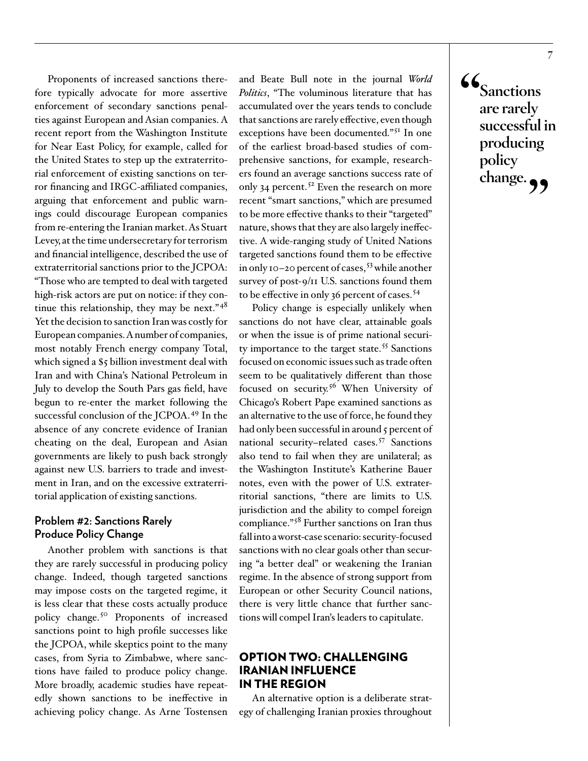Proponents of increased sanctions therefore typically advocate for more assertive enforcement of secondary sanctions penalties against European and Asian companies. A recent report from the Washington Institute for Near East Policy, for example, called for the United States to step up the extraterritorial enforcement of existing sanctions on terror financing and IRGC-affiliated companies, arguing that enforcement and public warnings could discourage European companies from re-entering the Iranian market. As Stuart Levey, at the time undersecretary for terrorism and financial intelligence, described the use of extraterritorial sanctions prior to the JCPOA: "Those who are tempted to deal with targeted high-risk actors are put on notice: if they continue this relationship, they may be next."[48] Yet the decision to sanction Iran was costly for European companies. A number of companies, most notably French energy company Total, which signed a $5 billion investment deal with Iran and with China's National Petroleum in July to develop the South Pars gas field, have begun to re-enter the market following the successful conclusion of the JCPOA.[49] In the absence of any concrete evidence of Iranian cheating on the deal, European and Asian governments are likely to push back strongly against new U.S. barriers to trade and investment in Iran, and on the excessive extraterritorial application of existing sanctions.

### Problem #2: Sanctions Rarely Produce Policy Change

Another problem with sanctions is that they are rarely successful in producing policy change. Indeed, though targeted sanctions may impose costs on the targeted regime, it is less clear that these costs actually produce policy change.[50] Proponents of increased sanctions point to high profile successes like the JCPOA, while skeptics point to the many cases, from Syria to Zimbabwe, where sanctions have failed to produce policy change. More broadly, academic studies have repeatedly shown sanctions to be ineffective in achieving policy change. As Arne Tostensen and Beate Bull note in the journal *World Politics*, "The voluminous literature that has accumulated over the years tends to conclude that sanctions are rarely effective, even though exceptions have been documented."[51] In one of the earliest broad-based studies of comprehensive sanctions, for example, researchers found an average sanctions success rate of only 34 percent.[52] Even the research on more recent "smart sanctions," which are presumed to be more effective thanks to their "targeted" nature, shows that they are also largely ineffective. A wide-ranging study of United Nations targeted sanctions found them to be effective in only 10–20 percent of cases,[53] while another survey of post-9/11 U.S. sanctions found them to be effective in only 36 percent of cases.[54]

> "Sanctions are rarely successful in producing policy change."

Policy change is especially unlikely when sanctions do not have clear, attainable goals or when the issue is of prime national security importance to the target state.[55] Sanctions focused on economic issues such as trade often seem to be qualitatively different than those focused on security.[56] When University of Chicago's Robert Pape examined sanctions as an alternative to the use of force, he found they had only been successful in around 5 percent of national security–related cases.[57] Sanctions also tend to fail when they are unilateral; as the Washington Institute's Katherine Bauer notes, even with the power of U.S. extraterritorial sanctions, "there are limits to U.S. jurisdiction and the ability to compel foreign compliance."[58] Further sanctions on Iran thus fall into a worst-case scenario: security-focused sanctions with no clear goals other than securing "a better deal" or weakening the Iranian regime. In the absence of strong support from European or other Security Council nations, there is very little chance that further sanctions will compel Iran's leaders to capitulate.

## OPTION TWO: CHALLENGING IRANIAN INFLUENCE IN THE REGION

An alternative option is a deliberate strategy of challenging Iranian proxies throughout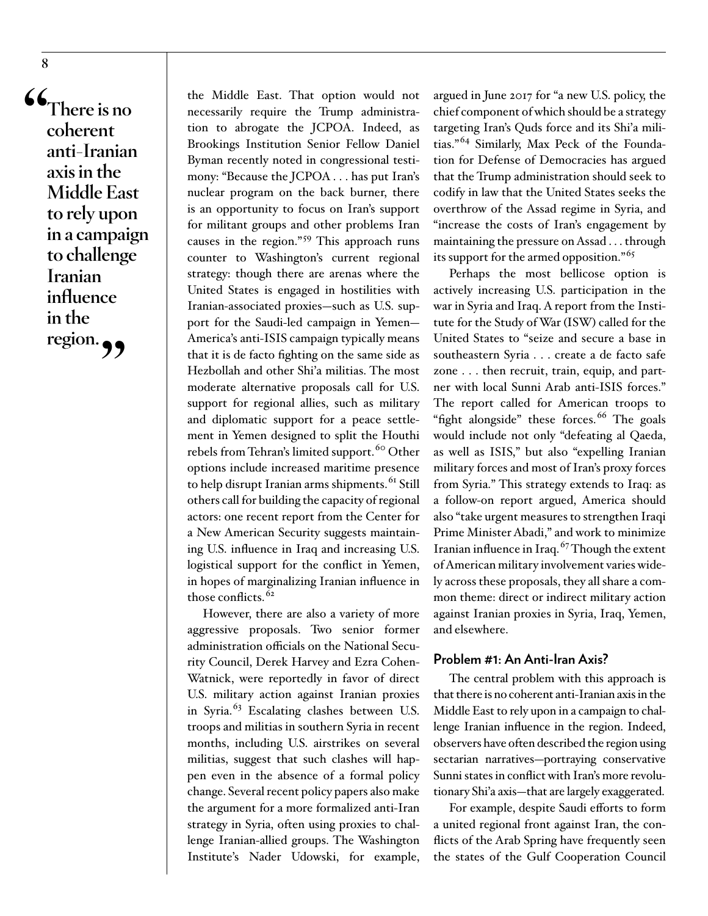> "There is no coherent anti-Iranian axis in the Middle East to rely upon in a campaign to challenge Iranian influence in the region."

the Middle East. That option would not necessarily require the Trump administration to abrogate the JCPOA. Indeed, as Brookings Institution Senior Fellow Daniel Byman recently noted in congressional testimony: "Because the JCPOA . . . has put Iran's nuclear program on the back burner, there is an opportunity to focus on Iran's support for militant groups and other problems Iran causes in the region."[59] This approach runs counter to Washington's current regional strategy: though there are arenas where the United States is engaged in hostilities with Iranian-associated proxies—such as U.S. support for the Saudi-led campaign in Yemen—America's anti-ISIS campaign typically means that it is de facto fighting on the same side as Hezbollah and other Shi'a militias. The most moderate alternative proposals call for U.S. support for regional allies, such as military and diplomatic support for a peace settlement in Yemen designed to split the Houthi rebels from Tehran's limited support.[60] Other options include increased maritime presence to help disrupt Iranian arms shipments.[61] Still others call for building the capacity of regional actors: one recent report from the Center for a New American Security suggests maintaining U.S. influence in Iraq and increasing U.S. logistical support for the conflict in Yemen, in hopes of marginalizing Iranian influence in those conflicts.[62]

However, there are also a variety of more aggressive proposals. Two senior former administration officials on the National Security Council, Derek Harvey and Ezra Cohen-Watnick, were reportedly in favor of direct U.S. military action against Iranian proxies in Syria.[63] Escalating clashes between U.S. troops and militias in southern Syria in recent months, including U.S. airstrikes on several militias, suggest that such clashes will happen even in the absence of a formal policy change. Several recent policy papers also make the argument for a more formalized anti-Iran strategy in Syria, often using proxies to challenge Iranian-allied groups. The Washington Institute's Nader Udowski, for example, argued in June 2017 for "a new U.S. policy, the chief component of which should be a strategy targeting Iran's Quds force and its Shi'a militias."[64] Similarly, Max Peck of the Foundation for Defense of Democracies has argued that the Trump administration should seek to codify in law that the United States seeks the overthrow of the Assad regime in Syria, and "increase the costs of Iran's engagement by maintaining the pressure on Assad . . . through its support for the armed opposition."[65]

Perhaps the most bellicose option is actively increasing U.S. participation in the war in Syria and Iraq. A report from the Institute for the Study of War (ISW) called for the United States to "seize and secure a base in southeastern Syria . . . create a de facto safe zone . . . then recruit, train, equip, and partner with local Sunni Arab anti-ISIS forces." The report called for American troops to "fight alongside" these forces.[66] The goals would include not only "defeating al Qaeda, as well as ISIS," but also "expelling Iranian military forces and most of Iran's proxy forces from Syria." This strategy extends to Iraq: as a follow-on report argued, America should also "take urgent measures to strengthen Iraqi Prime Minister Abadi," and work to minimize Iranian influence in Iraq.[67] Though the extent of American military involvement varies widely across these proposals, they all share a common theme: direct or indirect military action against Iranian proxies in Syria, Iraq, Yemen, and elsewhere.

### Problem #1: An Anti-Iran Axis?

The central problem with this approach is that there is no coherent anti-Iranian axis in the Middle East to rely upon in a campaign to challenge Iranian influence in the region. Indeed, observers have often described the region using sectarian narratives—portraying conservative Sunni states in conflict with Iran's more revolutionary Shi'a axis—that are largely exaggerated.

For example, despite Saudi efforts to form a united regional front against Iran, the conflicts of the Arab Spring have frequently seen the states of the Gulf Cooperation Council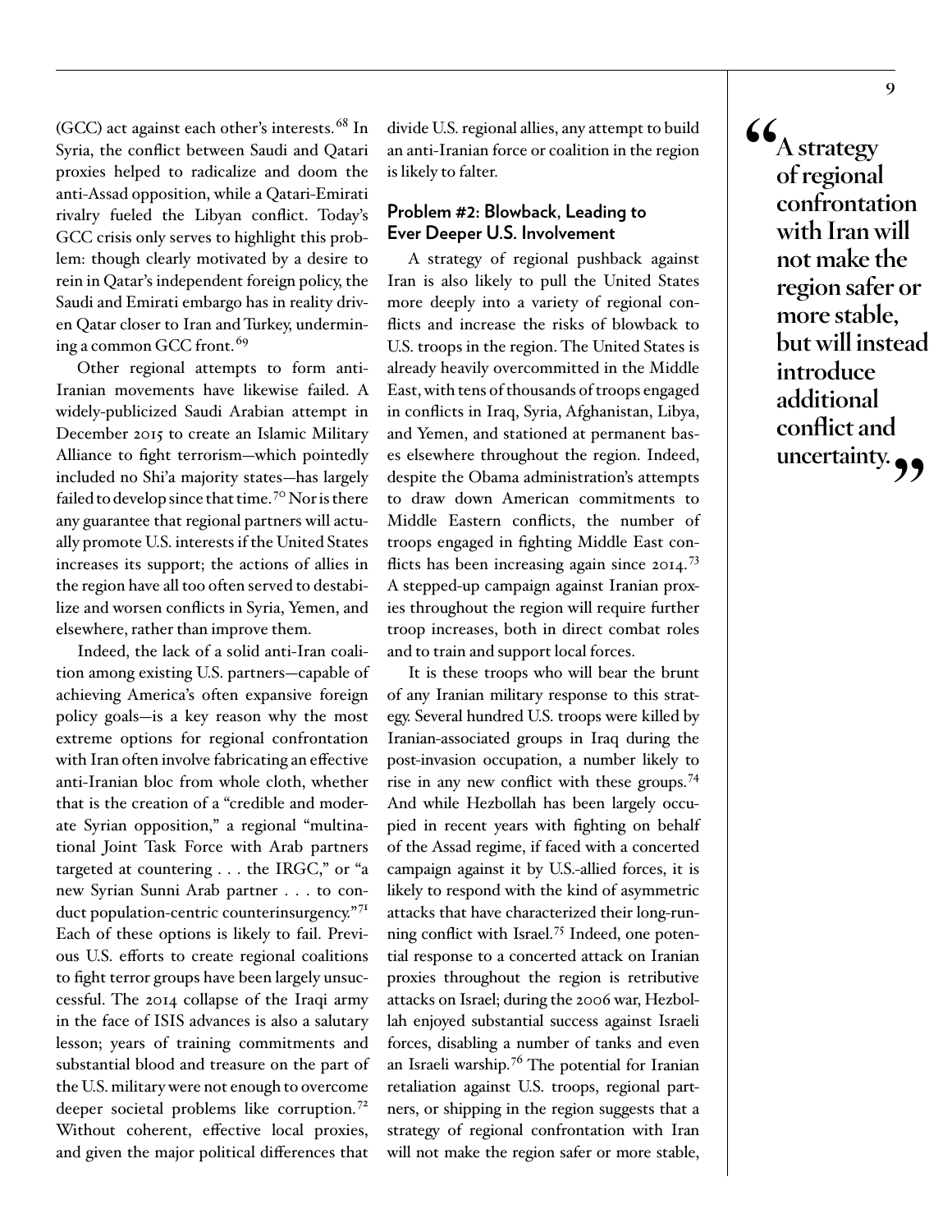(GCC) act against each other's interests.[68] In Syria, the conflict between Saudi and Qatari proxies helped to radicalize and doom the anti-Assad opposition, while a Qatari-Emirati rivalry fueled the Libyan conflict. Today's GCC crisis only serves to highlight this problem: though clearly motivated by a desire to rein in Qatar's independent foreign policy, the Saudi and Emirati embargo has in reality driven Qatar closer to Iran and Turkey, undermining a common GCC front.[69]

Other regional attempts to form anti-Iranian movements have likewise failed. A widely-publicized Saudi Arabian attempt in December 2015 to create an Islamic Military Alliance to fight terrorism—which pointedly included no Shi'a majority states—has largely failed to develop since that time.[70] Nor is there any guarantee that regional partners will actually promote U.S. interests if the United States increases its support; the actions of allies in the region have all too often served to destabilize and worsen conflicts in Syria, Yemen, and elsewhere, rather than improve them.

Indeed, the lack of a solid anti-Iran coalition among existing U.S. partners—capable of achieving America's often expansive foreign policy goals—is a key reason why the most extreme options for regional confrontation with Iran often involve fabricating an effective anti-Iranian bloc from whole cloth, whether that is the creation of a "credible and moderate Syrian opposition," a regional "multinational Joint Task Force with Arab partners targeted at countering . . . the IRGC," or "a new Syrian Sunni Arab partner . . . to conduct population-centric counterinsurgency."[71] Each of these options is likely to fail. Previous U.S. efforts to create regional coalitions to fight terror groups have been largely unsuccessful. The 2014 collapse of the Iraqi army in the face of ISIS advances is also a salutary lesson; years of training commitments and substantial blood and treasure on the part of the U.S. military were not enough to overcome deeper societal problems like corruption.[72] Without coherent, effective local proxies, and given the major political differences that divide U.S. regional allies, any attempt to build an anti-Iranian force or coalition in the region is likely to falter.

### Problem #2: Blowback, Leading to Ever Deeper U.S. Involvement

A strategy of regional pushback against Iran is also likely to pull the United States more deeply into a variety of regional conflicts and increase the risks of blowback to U.S. troops in the region. The United States is already heavily overcommitted in the Middle East, with tens of thousands of troops engaged in conflicts in Iraq, Syria, Afghanistan, Libya, and Yemen, and stationed at permanent bases elsewhere throughout the region. Indeed, despite the Obama administration's attempts to draw down American commitments to Middle Eastern conflicts, the number of troops engaged in fighting Middle East conflicts has been increasing again since 2014.[73] A stepped-up campaign against Iranian proxies throughout the region will require further troop increases, both in direct combat roles and to train and support local forces.

It is these troops who will bear the brunt of any Iranian military response to this strategy. Several hundred U.S. troops were killed by Iranian-associated groups in Iraq during the post-invasion occupation, a number likely to rise in any new conflict with these groups.[74] And while Hezbollah has been largely occupied in recent years with fighting on behalf of the Assad regime, if faced with a concerted campaign against it by U.S.-allied forces, it is likely to respond with the kind of asymmetric attacks that have characterized their long-running conflict with Israel.[75] Indeed, one potential response to a concerted attack on Iranian proxies throughout the region is retributive attacks on Israel; during the 2006 war, Hezbollah enjoyed substantial success against Israeli forces, disabling a number of tanks and even an Israeli warship.[76] The potential for Iranian retaliation against U.S. troops, regional partners, or shipping in the region suggests that a strategy of regional confrontation with Iran will not make the region safer or more stable,

> **"A strategy of regional confrontation with Iran will not make the region safer or more stable, but will instead introduce additional conflict and uncertainty."**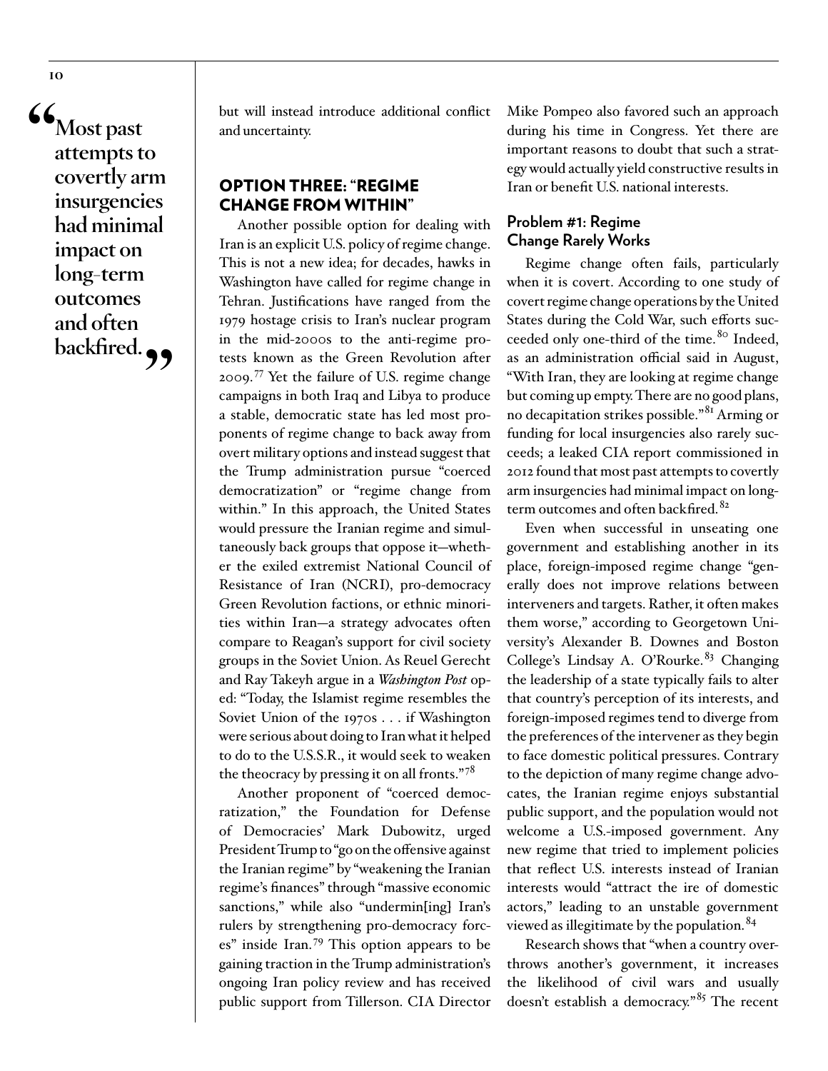> "Most past attempts to covertly arm insurgencies had minimal impact on long-term outcomes and often backfired."

but will instead introduce additional conflict and uncertainty.

## OPTION THREE: "REGIME CHANGE FROM WITHIN"

Another possible option for dealing with Iran is an explicit U.S. policy of regime change. This is not a new idea; for decades, hawks in Washington have called for regime change in Tehran. Justifications have ranged from the 1979 hostage crisis to Iran's nuclear program in the mid-2000s to the anti-regime protests known as the Green Revolution after 2009.[77] Yet the failure of U.S. regime change campaigns in both Iraq and Libya to produce a stable, democratic state has led most proponents of regime change to back away from overt military options and instead suggest that the Trump administration pursue "coerced democratization" or "regime change from within." In this approach, the United States would pressure the Iranian regime and simultaneously back groups that oppose it—whether the exiled extremist National Council of Resistance of Iran (NCRI), pro-democracy Green Revolution factions, or ethnic minorities within Iran—a strategy advocates often compare to Reagan's support for civil society groups in the Soviet Union. As Reuel Gerecht and Ray Takeyh argue in a *Washington Post* op-ed: "Today, the Islamist regime resembles the Soviet Union of the 1970s . . . if Washington were serious about doing to Iran what it helped to do to the U.S.S.R., it would seek to weaken the theocracy by pressing it on all fronts."[78]

Another proponent of "coerced democratization," the Foundation for Defense of Democracies' Mark Dubowitz, urged President Trump to "go on the offensive against the Iranian regime" by "weakening the Iranian regime's finances" through "massive economic sanctions," while also "undermin[ing] Iran's rulers by strengthening pro-democracy forces" inside Iran.[79] This option appears to be gaining traction in the Trump administration's ongoing Iran policy review and has received public support from Tillerson. CIA Director Mike Pompeo also favored such an approach during his time in Congress. Yet there are important reasons to doubt that such a strategy would actually yield constructive results in Iran or benefit U.S. national interests.

### Problem #1: Regime Change Rarely Works

Regime change often fails, particularly when it is covert. According to one study of covert regime change operations by the United States during the Cold War, such efforts succeeded only one-third of the time.[80] Indeed, as an administration official said in August, "With Iran, they are looking at regime change but coming up empty. There are no good plans, no decapitation strikes possible."[81] Arming or funding for local insurgencies also rarely succeeds; a leaked CIA report commissioned in 2012 found that most past attempts to covertly arm insurgencies had minimal impact on long-term outcomes and often backfired.[82]

Even when successful in unseating one government and establishing another in its place, foreign-imposed regime change "generally does not improve relations between interveners and targets. Rather, it often makes them worse," according to Georgetown University's Alexander B. Downes and Boston College's Lindsay A. O'Rourke.[83] Changing the leadership of a state typically fails to alter that country's perception of its interests, and foreign-imposed regimes tend to diverge from the preferences of the intervener as they begin to face domestic political pressures. Contrary to the depiction of many regime change advocates, the Iranian regime enjoys substantial public support, and the population would not welcome a U.S.-imposed government. Any new regime that tried to implement policies that reflect U.S. interests instead of Iranian interests would "attract the ire of domestic actors," leading to an unstable government viewed as illegitimate by the population.[84]

Research shows that "when a country overthrows another's government, it increases the likelihood of civil wars and usually doesn't establish a democracy."[85] The recent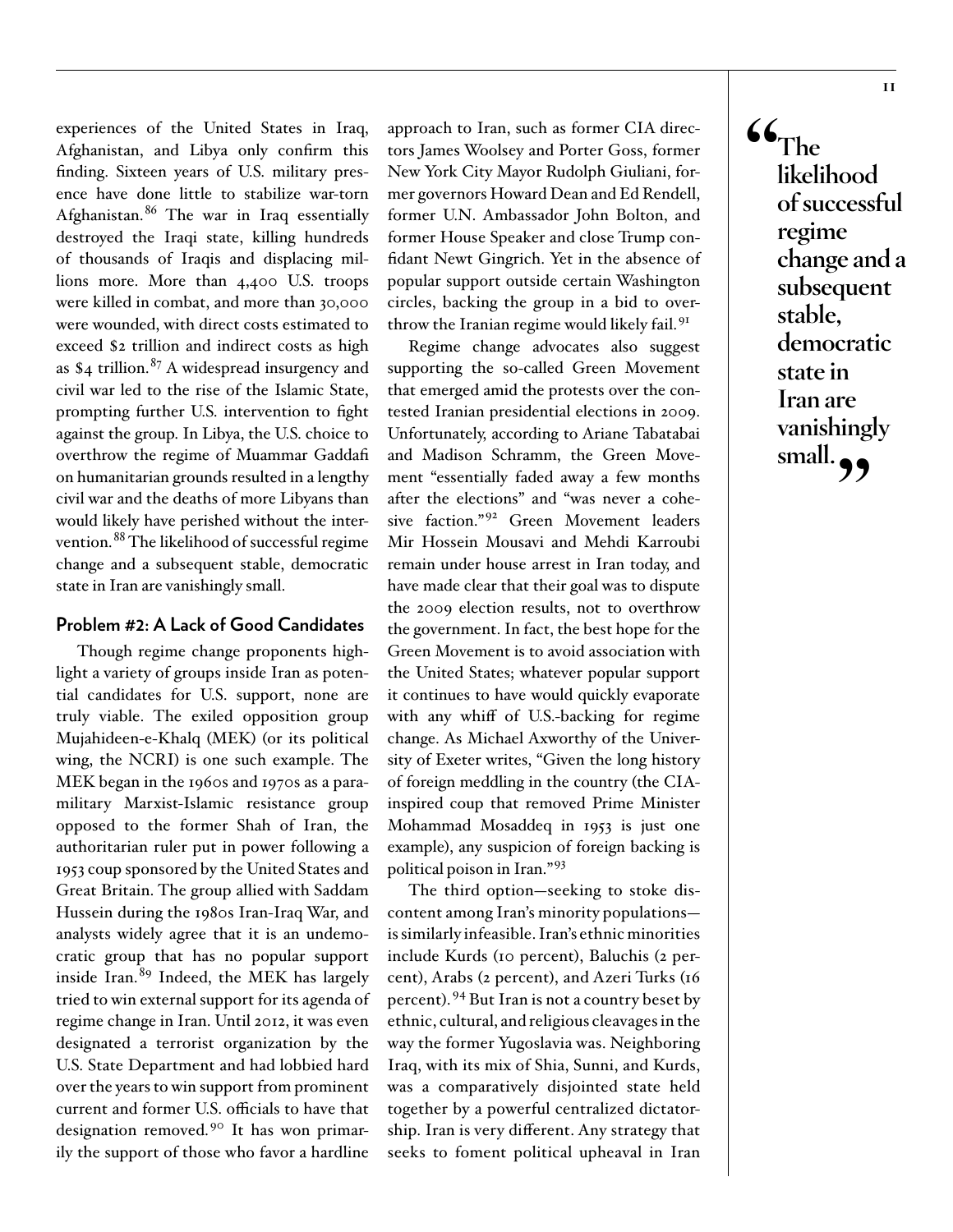experiences of the United States in Iraq, Afghanistan, and Libya only confirm this finding. Sixteen years of U.S. military presence have done little to stabilize war-torn Afghanistan.[86] The war in Iraq essentially destroyed the Iraqi state, killing hundreds of thousands of Iraqis and displacing millions more. More than 4,400 U.S. troops were killed in combat, and more than 30,000 were wounded, with direct costs estimated to exceed $2 trillion and indirect costs as high as $4 trillion.[87] A widespread insurgency and civil war led to the rise of the Islamic State, prompting further U.S. intervention to fight against the group. In Libya, the U.S. choice to overthrow the regime of Muammar Gaddafi on humanitarian grounds resulted in a lengthy civil war and the deaths of more Libyans than would likely have perished without the intervention.[88] The likelihood of successful regime change and a subsequent stable, democratic state in Iran are vanishingly small.

### Problem #2: A Lack of Good Candidates

Though regime change proponents highlight a variety of groups inside Iran as potential candidates for U.S. support, none are truly viable. The exiled opposition group Mujahideen-e-Khalq (MEK) (or its political wing, the NCRI) is one such example. The MEK began in the 1960s and 1970s as a paramilitary Marxist-Islamic resistance group opposed to the former Shah of Iran, the authoritarian ruler put in power following a 1953 coup sponsored by the United States and Great Britain. The group allied with Saddam Hussein during the 1980s Iran-Iraq War, and analysts widely agree that it is an undemocratic group that has no popular support inside Iran.[89] Indeed, the MEK has largely tried to win external support for its agenda of regime change in Iran. Until 2012, it was even designated a terrorist organization by the U.S. State Department and had lobbied hard over the years to win support from prominent current and former U.S. officials to have that designation removed.[90] It has won primarily the support of those who favor a hardline approach to Iran, such as former CIA directors James Woolsey and Porter Goss, former New York City Mayor Rudolph Giuliani, former governors Howard Dean and Ed Rendell, former U.N. Ambassador John Bolton, and former House Speaker and close Trump confidant Newt Gingrich. Yet in the absence of popular support outside certain Washington circles, backing the group in a bid to overthrow the Iranian regime would likely fail.[91]

Regime change advocates also suggest supporting the so-called Green Movement that emerged amid the protests over the contested Iranian presidential elections in 2009. Unfortunately, according to Ariane Tabatabai and Madison Schramm, the Green Movement "essentially faded away a few months after the elections" and "was never a cohesive faction."[92] Green Movement leaders Mir Hossein Mousavi and Mehdi Karroubi remain under house arrest in Iran today, and have made clear that their goal was to dispute the 2009 election results, not to overthrow the government. In fact, the best hope for the Green Movement is to avoid association with the United States; whatever popular support it continues to have would quickly evaporate with any whiff of U.S.-backing for regime change. As Michael Axworthy of the University of Exeter writes, "Given the long history of foreign meddling in the country (the CIA-inspired coup that removed Prime Minister Mohammad Mosaddeq in 1953 is just one example), any suspicion of foreign backing is political poison in Iran."[93]

The third option—seeking to stoke discontent among Iran's minority populations—is similarly infeasible. Iran's ethnic minorities include Kurds (10 percent), Baluchis (2 percent), Arabs (2 percent), and Azeri Turks (16 percent).[94] But Iran is not a country beset by ethnic, cultural, and religious cleavages in the way the former Yugoslavia was. Neighboring Iraq, with its mix of Shia, Sunni, and Kurds, was a comparatively disjointed state held together by a powerful centralized dictatorship. Iran is very different. Any strategy that seeks to foment political upheaval in Iran

> "The likelihood of successful regime change and a subsequent stable, democratic state in Iran are vanishingly small."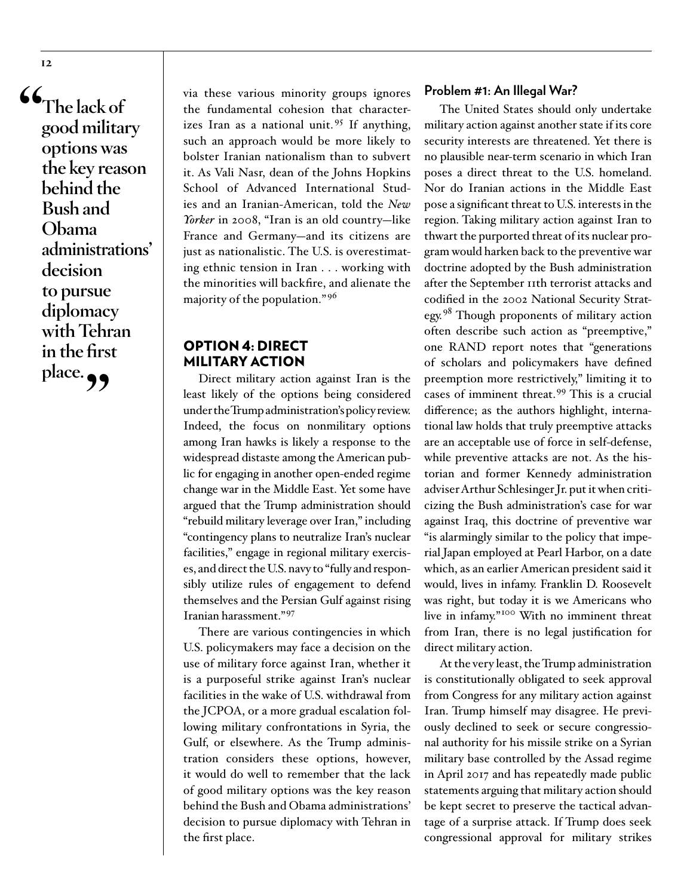> "The lack of good military options was the key reason behind the Bush and Obama administrations' decision to pursue diplomacy with Tehran in the first place."

via these various minority groups ignores the fundamental cohesion that characterizes Iran as a national unit.[95] If anything, such an approach would be more likely to bolster Iranian nationalism than to subvert it. As Vali Nasr, dean of the Johns Hopkins School of Advanced International Studies and an Iranian-American, told the *New Yorker* in 2008, "Iran is an old country—like France and Germany—and its citizens are just as nationalistic. The U.S. is overestimating ethnic tension in Iran . . . working with the minorities will backfire, and alienate the majority of the population."[96]

## OPTION 4: DIRECT MILITARY ACTION

Direct military action against Iran is the least likely of the options being considered under the Trump administration's policy review. Indeed, the focus on nonmilitary options among Iran hawks is likely a response to the widespread distaste among the American public for engaging in another open-ended regime change war in the Middle East. Yet some have argued that the Trump administration should "rebuild military leverage over Iran," including "contingency plans to neutralize Iran's nuclear facilities," engage in regional military exercises, and direct the U.S. navy to "fully and responsibly utilize rules of engagement to defend themselves and the Persian Gulf against rising Iranian harassment."[97]

There are various contingencies in which U.S. policymakers may face a decision on the use of military force against Iran, whether it is a purposeful strike against Iran's nuclear facilities in the wake of U.S. withdrawal from the JCPOA, or a more gradual escalation following military confrontations in Syria, the Gulf, or elsewhere. As the Trump administration considers these options, however, it would do well to remember that the lack of good military options was the key reason behind the Bush and Obama administrations' decision to pursue diplomacy with Tehran in the first place.

### Problem #1: An Illegal War?

The United States should only undertake military action against another state if its core security interests are threatened. Yet there is no plausible near-term scenario in which Iran poses a direct threat to the U.S. homeland. Nor do Iranian actions in the Middle East pose a significant threat to U.S. interests in the region. Taking military action against Iran to thwart the purported threat of its nuclear program would harken back to the preventive war doctrine adopted by the Bush administration after the September 11th terrorist attacks and codified in the 2002 National Security Strategy.[98] Though proponents of military action often describe such action as "preemptive," one RAND report notes that "generations of scholars and policymakers have defined preemption more restrictively," limiting it to cases of imminent threat.[99] This is a crucial difference; as the authors highlight, international law holds that truly preemptive attacks are an acceptable use of force in self-defense, while preventive attacks are not. As the historian and former Kennedy administration adviser Arthur Schlesinger Jr. put it when criticizing the Bush administration's case for war against Iraq, this doctrine of preventive war "is alarmingly similar to the policy that imperial Japan employed at Pearl Harbor, on a date which, as an earlier American president said it would, lives in infamy. Franklin D. Roosevelt was right, but today it is we Americans who live in infamy."[100] With no imminent threat from Iran, there is no legal justification for direct military action.

At the very least, the Trump administration is constitutionally obligated to seek approval from Congress for any military action against Iran. Trump himself may disagree. He previously declined to seek or secure congressional authority for his missile strike on a Syrian military base controlled by the Assad regime in April 2017 and has repeatedly made public statements arguing that military action should be kept secret to preserve the tactical advantage of a surprise attack. If Trump does seek congressional approval for military strikes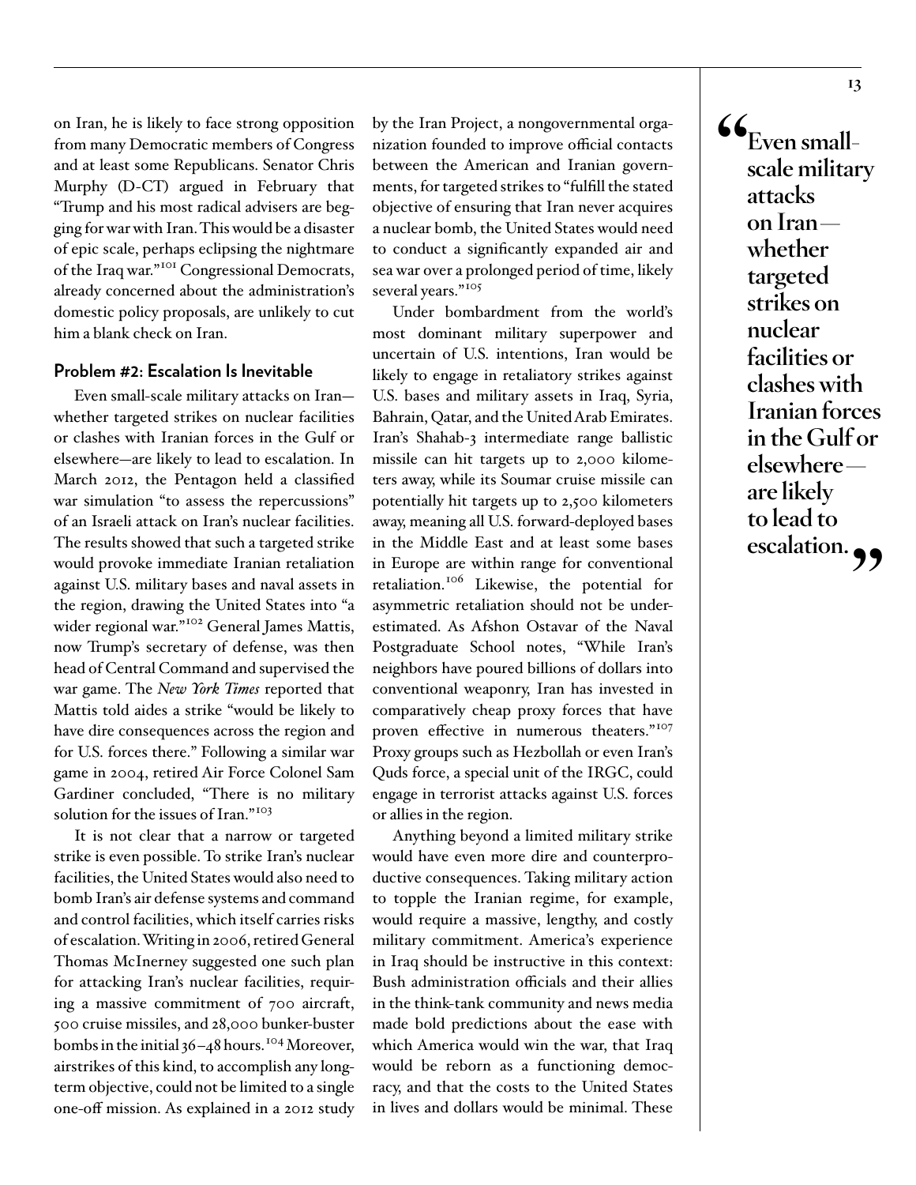on Iran, he is likely to face strong opposition from many Democratic members of Congress and at least some Republicans. Senator Chris Murphy (D-CT) argued in February that "Trump and his most radical advisers are begging for war with Iran. This would be a disaster of epic scale, perhaps eclipsing the nightmare of the Iraq war."[101] Congressional Democrats, already concerned about the administration's domestic policy proposals, are unlikely to cut him a blank check on Iran.

### Problem #2: Escalation Is Inevitable

Even small-scale military attacks on Iran—whether targeted strikes on nuclear facilities or clashes with Iranian forces in the Gulf or elsewhere—are likely to lead to escalation. In March 2012, the Pentagon held a classified war simulation "to assess the repercussions" of an Israeli attack on Iran's nuclear facilities. The results showed that such a targeted strike would provoke immediate Iranian retaliation against U.S. military bases and naval assets in the region, drawing the United States into "a wider regional war."[102] General James Mattis, now Trump's secretary of defense, was then head of Central Command and supervised the war game. The *New York Times* reported that Mattis told aides a strike "would be likely to have dire consequences across the region and for U.S. forces there." Following a similar war game in 2004, retired Air Force Colonel Sam Gardiner concluded, "There is no military solution for the issues of Iran."[103]

It is not clear that a narrow or targeted strike is even possible. To strike Iran's nuclear facilities, the United States would also need to bomb Iran's air defense systems and command and control facilities, which itself carries risks of escalation. Writing in 2006, retired General Thomas McInerney suggested one such plan for attacking Iran's nuclear facilities, requiring a massive commitment of 700 aircraft, 500 cruise missiles, and 28,000 bunker-buster bombs in the initial 36–48 hours.[104] Moreover, airstrikes of this kind, to accomplish any long-term objective, could not be limited to a single one-off mission. As explained in a 2012 study by the Iran Project, a nongovernmental organization founded to improve official contacts between the American and Iranian governments, for targeted strikes to "fulfill the stated objective of ensuring that Iran never acquires a nuclear bomb, the United States would need to conduct a significantly expanded air and sea war over a prolonged period of time, likely several years."[105]

Under bombardment from the world's most dominant military superpower and uncertain of U.S. intentions, Iran would be likely to engage in retaliatory strikes against U.S. bases and military assets in Iraq, Syria, Bahrain, Qatar, and the United Arab Emirates. Iran's Shahab-3 intermediate range ballistic missile can hit targets up to 2,000 kilometers away, while its Soumar cruise missile can potentially hit targets up to 2,500 kilometers away, meaning all U.S. forward-deployed bases in the Middle East and at least some bases in Europe are within range for conventional retaliation.[106] Likewise, the potential for asymmetric retaliation should not be underestimated. As Afshon Ostavar of the Naval Postgraduate School notes, "While Iran's neighbors have poured billions of dollars into conventional weaponry, Iran has invested in comparatively cheap proxy forces that have proven effective in numerous theaters."[107] Proxy groups such as Hezbollah or even Iran's Quds force, a special unit of the IRGC, could engage in terrorist attacks against U.S. forces or allies in the region.

Anything beyond a limited military strike would have even more dire and counterproductive consequences. Taking military action to topple the Iranian regime, for example, would require a massive, lengthy, and costly military commitment. America's experience in Iraq should be instructive in this context: Bush administration officials and their allies in the think-tank community and news media made bold predictions about the ease with which America would win the war, that Iraq would be reborn as a functioning democracy, and that the costs to the United States in lives and dollars would be minimal. These

> **"Even small-scale military attacks on Iran—whether targeted strikes on nuclear facilities or clashes with Iranian forces in the Gulf or elsewhere—are likely to lead to escalation."**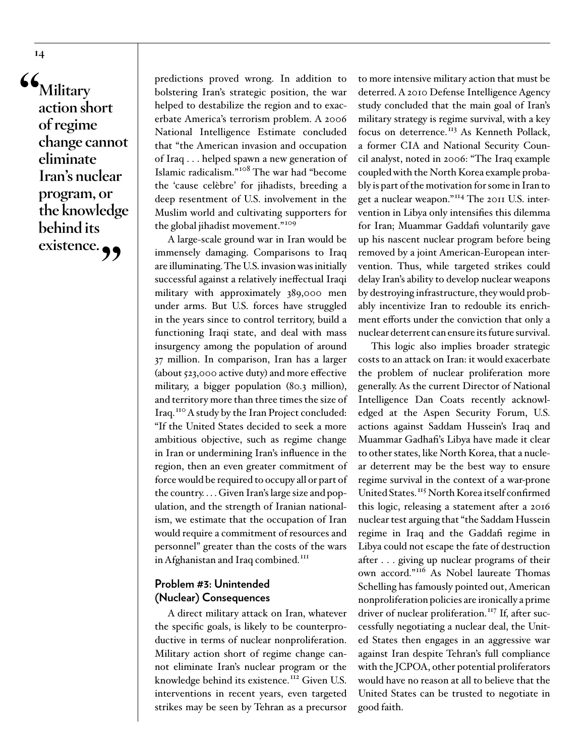> "Military action short of regime change cannot eliminate Iran's nuclear program, or the knowledge behind its existence."

predictions proved wrong. In addition to bolstering Iran's strategic position, the war helped to destabilize the region and to exacerbate America's terrorism problem. A 2006 National Intelligence Estimate concluded that "the American invasion and occupation of Iraq . . . helped spawn a new generation of Islamic radicalism."[108] The war had "become the 'cause celèbre' for jihadists, breeding a deep resentment of U.S. involvement in the Muslim world and cultivating supporters for the global jihadist movement."[109]

A large-scale ground war in Iran would be immensely damaging. Comparisons to Iraq are illuminating. The U.S. invasion was initially successful against a relatively ineffectual Iraqi military with approximately 389,000 men under arms. But U.S. forces have struggled in the years since to control territory, build a functioning Iraqi state, and deal with mass insurgency among the population of around 37 million. In comparison, Iran has a larger (about 523,000 active duty) and more effective military, a bigger population (80.3 million), and territory more than three times the size of Iraq.[110] A study by the Iran Project concluded: "If the United States decided to seek a more ambitious objective, such as regime change in Iran or undermining Iran's influence in the region, then an even greater commitment of force would be required to occupy all or part of the country. . . . Given Iran's large size and population, and the strength of Iranian nationalism, we estimate that the occupation of Iran would require a commitment of resources and personnel" greater than the costs of the wars in Afghanistan and Iraq combined.[111]

### Problem #3: Unintended (Nuclear) Consequences

A direct military attack on Iran, whatever the specific goals, is likely to be counterproductive in terms of nuclear nonproliferation. Military action short of regime change cannot eliminate Iran's nuclear program or the knowledge behind its existence.[112] Given U.S. interventions in recent years, even targeted strikes may be seen by Tehran as a precursor to more intensive military action that must be deterred. A 2010 Defense Intelligence Agency study concluded that the main goal of Iran's military strategy is regime survival, with a key focus on deterrence.[113] As Kenneth Pollack, a former CIA and National Security Council analyst, noted in 2006: "The Iraq example coupled with the North Korea example probably is part of the motivation for some in Iran to get a nuclear weapon."[114] The 2011 U.S. intervention in Libya only intensifies this dilemma for Iran; Muammar Gaddafi voluntarily gave up his nascent nuclear program before being removed by a joint American-European intervention. Thus, while targeted strikes could delay Iran's ability to develop nuclear weapons by destroying infrastructure, they would probably incentivize Iran to redouble its enrichment efforts under the conviction that only a nuclear deterrent can ensure its future survival.

This logic also implies broader strategic costs to an attack on Iran: it would exacerbate the problem of nuclear proliferation more generally. As the current Director of National Intelligence Dan Coats recently acknowledged at the Aspen Security Forum, U.S. actions against Saddam Hussein's Iraq and Muammar Gadhafi's Libya have made it clear to other states, like North Korea, that a nuclear deterrent may be the best way to ensure regime survival in the context of a war-prone United States.[115] North Korea itself confirmed this logic, releasing a statement after a 2016 nuclear test arguing that "the Saddam Hussein regime in Iraq and the Gaddafi regime in Libya could not escape the fate of destruction after . . . giving up nuclear programs of their own accord."[116] As Nobel laureate Thomas Schelling has famously pointed out, American nonproliferation policies are ironically a prime driver of nuclear proliferation.[117] If, after successfully negotiating a nuclear deal, the United States then engages in an aggressive war against Iran despite Tehran's full compliance with the JCPOA, other potential proliferators would have no reason at all to believe that the United States can be trusted to negotiate in good faith.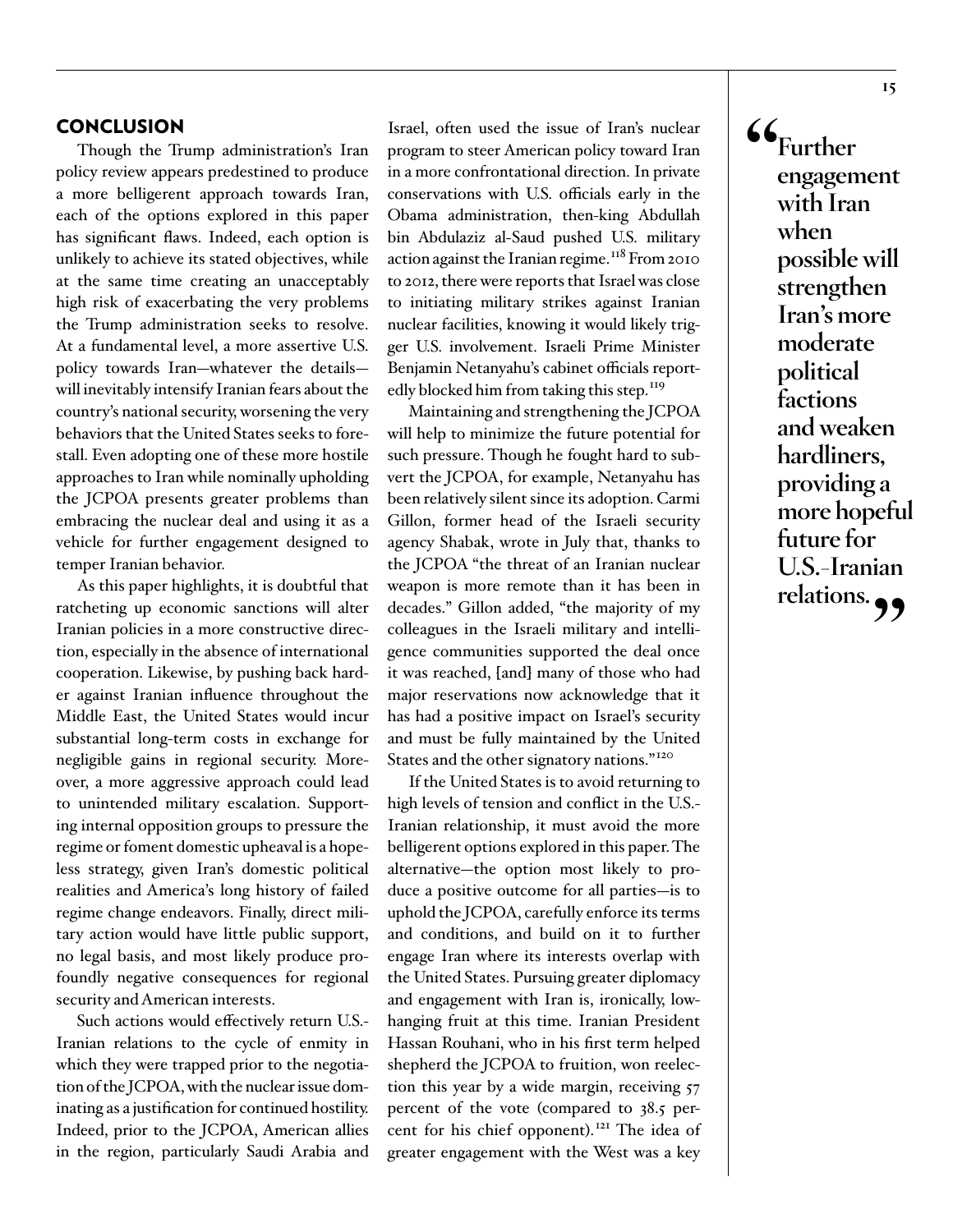## CONCLUSION

Though the Trump administration's Iran policy review appears predestined to produce a more belligerent approach towards Iran, each of the options explored in this paper has significant flaws. Indeed, each option is unlikely to achieve its stated objectives, while at the same time creating an unacceptably high risk of exacerbating the very problems the Trump administration seeks to resolve. At a fundamental level, a more assertive U.S. policy towards Iran—whatever the details—will inevitably intensify Iranian fears about the country's national security, worsening the very behaviors that the United States seeks to forestall. Even adopting one of these more hostile approaches to Iran while nominally upholding the JCPOA presents greater problems than embracing the nuclear deal and using it as a vehicle for further engagement designed to temper Iranian behavior.

As this paper highlights, it is doubtful that ratcheting up economic sanctions will alter Iranian policies in a more constructive direction, especially in the absence of international cooperation. Likewise, by pushing back harder against Iranian influence throughout the Middle East, the United States would incur substantial long-term costs in exchange for negligible gains in regional security. Moreover, a more aggressive approach could lead to unintended military escalation. Supporting internal opposition groups to pressure the regime or foment domestic upheaval is a hopeless strategy, given Iran's domestic political realities and America's long history of failed regime change endeavors. Finally, direct military action would have little public support, no legal basis, and most likely produce profoundly negative consequences for regional security and American interests.

Such actions would effectively return U.S.-Iranian relations to the cycle of enmity in which they were trapped prior to the negotiation of the JCPOA, with the nuclear issue dominating as a justification for continued hostility. Indeed, prior to the JCPOA, American allies in the region, particularly Saudi Arabia and Israel, often used the issue of Iran's nuclear program to steer American policy toward Iran in a more confrontational direction. In private conservations with U.S. officials early in the Obama administration, then-king Abdullah bin Abdulaziz al-Saud pushed U.S. military action against the Iranian regime.[118] From 2010 to 2012, there were reports that Israel was close to initiating military strikes against Iranian nuclear facilities, knowing it would likely trigger U.S. involvement. Israeli Prime Minister Benjamin Netanyahu's cabinet officials reportedly blocked him from taking this step.[119]

Maintaining and strengthening the JCPOA will help to minimize the future potential for such pressure. Though he fought hard to subvert the JCPOA, for example, Netanyahu has been relatively silent since its adoption. Carmi Gillon, former head of the Israeli security agency Shabak, wrote in July that, thanks to the JCPOA "the threat of an Iranian nuclear weapon is more remote than it has been in decades." Gillon added, "the majority of my colleagues in the Israeli military and intelligence communities supported the deal once it was reached, [and] many of those who had major reservations now acknowledge that it has had a positive impact on Israel's security and must be fully maintained by the United States and the other signatory nations."[120]

If the United States is to avoid returning to high levels of tension and conflict in the U.S.-Iranian relationship, it must avoid the more belligerent options explored in this paper. The alternative—the option most likely to produce a positive outcome for all parties—is to uphold the JCPOA, carefully enforce its terms and conditions, and build on it to further engage Iran where its interests overlap with the United States. Pursuing greater diplomacy and engagement with Iran is, ironically, low-hanging fruit at this time. Iranian President Hassan Rouhani, who in his first term helped shepherd the JCPOA to fruition, won reelection this year by a wide margin, receiving 57 percent of the vote (compared to 38.5 percent for his chief opponent).[121] The idea of greater engagement with the West was a key

> **"Further engagement with Iran when possible will strengthen Iran's more moderate political factions and weaken hardliners, providing a more hopeful future for U.S.-Iranian relations."**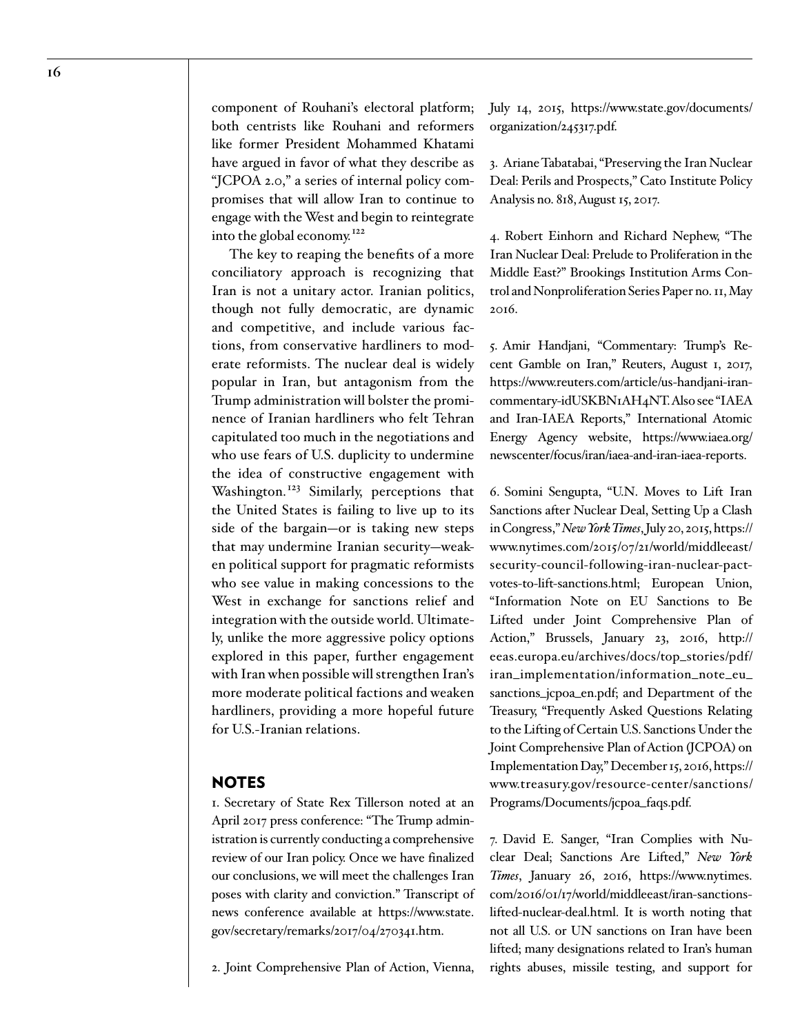component of Rouhani's electoral platform; both centrists like Rouhani and reformers like former President Mohammed Khatami have argued in favor of what they describe as "JCPOA 2.0," a series of internal policy compromises that will allow Iran to continue to engage with the West and begin to reintegrate into the global economy.[122]

The key to reaping the benefits of a more conciliatory approach is recognizing that Iran is not a unitary actor. Iranian politics, though not fully democratic, are dynamic and competitive, and include various factions, from conservative hardliners to moderate reformists. The nuclear deal is widely popular in Iran, but antagonism from the Trump administration will bolster the prominence of Iranian hardliners who felt Tehran capitulated too much in the negotiations and who use fears of U.S. duplicity to undermine the idea of constructive engagement with Washington.[123] Similarly, perceptions that the United States is failing to live up to its side of the bargain—or is taking new steps that may undermine Iranian security—weaken political support for pragmatic reformists who see value in making concessions to the West in exchange for sanctions relief and integration with the outside world. Ultimately, unlike the more aggressive policy options explored in this paper, further engagement with Iran when possible will strengthen Iran's more moderate political factions and weaken hardliners, providing a more hopeful future for U.S.-Iranian relations.

## NOTES

1. Secretary of State Rex Tillerson noted at an April 2017 press conference: "The Trump administration is currently conducting a comprehensive review of our Iran policy. Once we have finalized our conclusions, we will meet the challenges Iran poses with clarity and conviction." Transcript of news conference available at https://www.state.gov/secretary/remarks/2017/04/270341.htm.

2. Joint Comprehensive Plan of Action, Vienna, July 14, 2015, https://www.state.gov/documents/organization/245317.pdf.

3. Ariane Tabatabai, "Preserving the Iran Nuclear Deal: Perils and Prospects," Cato Institute Policy Analysis no. 818, August 15, 2017.

4. Robert Einhorn and Richard Nephew, "The Iran Nuclear Deal: Prelude to Proliferation in the Middle East?" Brookings Institution Arms Control and Nonproliferation Series Paper no. 11, May 2016.

5. Amir Handjani, "Commentary: Trump's Recent Gamble on Iran," Reuters, August 1, 2017, https://www.reuters.com/article/us-handjani-iran-commentary-idUSKBN1AH4NT. Also see "IAEA and Iran-IAEA Reports," International Atomic Energy Agency website, https://www.iaea.org/newscenter/focus/iran/iaea-and-iran-iaea-reports.

6. Somini Sengupta, "U.N. Moves to Lift Iran Sanctions after Nuclear Deal, Setting Up a Clash in Congress," *New York Times*, July 20, 2015, https://www.nytimes.com/2015/07/21/world/middleeast/security-council-following-iran-nuclear-pact-votes-to-lift-sanctions.html; European Union, "Information Note on EU Sanctions to Be Lifted under Joint Comprehensive Plan of Action," Brussels, January 23, 2016, http://eeas.europa.eu/archives/docs/top_stories/pdf/iran_implementation/information_note_eu_sanctions_jcpoa_en.pdf; and Department of the Treasury, "Frequently Asked Questions Relating to the Lifting of Certain U.S. Sanctions Under the Joint Comprehensive Plan of Action (JCPOA) on Implementation Day," December 15, 2016, https://www.treasury.gov/resource-center/sanctions/Programs/Documents/jcpoa_faqs.pdf.

7. David E. Sanger, "Iran Complies with Nuclear Deal; Sanctions Are Lifted," *New York Times*, January 26, 2016, https://www.nytimes.com/2016/01/17/world/middleeast/iran-sanctions-lifted-nuclear-deal.html. It is worth noting that not all U.S. or UN sanctions on Iran have been lifted; many designations related to Iran's human rights abuses, missile testing, and support for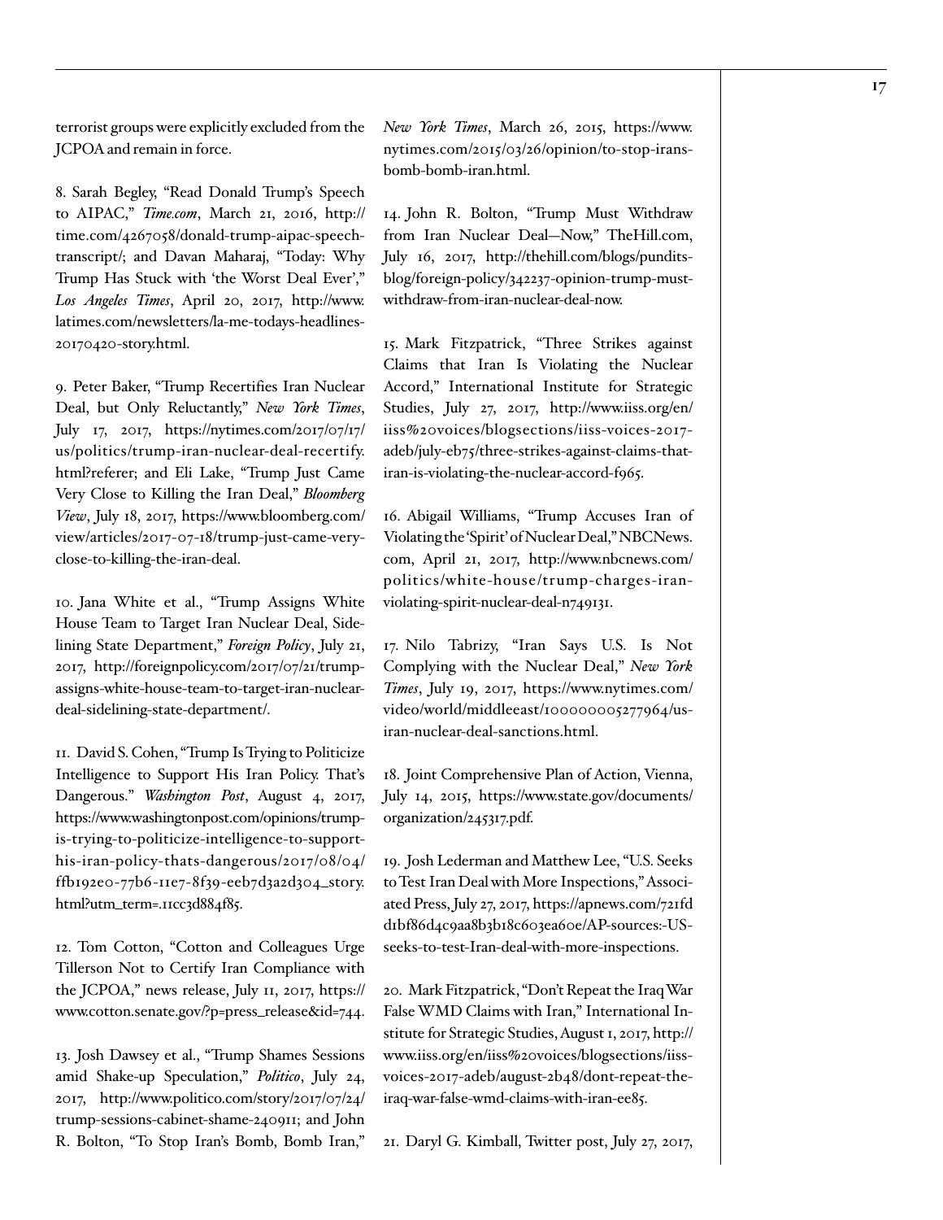terrorist groups were explicitly excluded from the JCPOA and remain in force.

8. Sarah Begley, "Read Donald Trump's Speech to AIPAC," *Time.com*, March 21, 2016, http://time.com/4267058/donald-trump-aipac-speech-transcript/; and Davan Maharaj, "Today: Why Trump Has Stuck with 'the Worst Deal Ever'," *Los Angeles Times*, April 20, 2017, http://www.latimes.com/newsletters/la-me-todays-headlines-20170420-story.html.

9. Peter Baker, "Trump Recertifies Iran Nuclear Deal, but Only Reluctantly," *New York Times*, July 17, 2017, https://nytimes.com/2017/07/17/us/politics/trump-iran-nuclear-deal-recertify.html?referer; and Eli Lake, "Trump Just Came Very Close to Killing the Iran Deal," *Bloomberg View*, July 18, 2017, https://www.bloomberg.com/view/articles/2017-07-18/trump-just-came-very-close-to-killing-the-iran-deal.

10. Jana White et al., "Trump Assigns White House Team to Target Iran Nuclear Deal, Sidelining State Department," *Foreign Policy*, July 21, 2017, http://foreignpolicy.com/2017/07/21/trump-assigns-white-house-team-to-target-iran-nuclear-deal-sidelining-state-department/.

11. David S. Cohen, "Trump Is Trying to Politicize Intelligence to Support His Iran Policy. That's Dangerous." *Washington Post*, August 4, 2017, https://www.washingtonpost.com/opinions/trump-is-trying-to-politicize-intelligence-to-support-his-iran-policy-thats-dangerous/2017/08/04/ffb192e0-77b6-11e7-8f39-eeb7d3a2d304_story.html?utm_term=.11cc3d884f85.

12. Tom Cotton, "Cotton and Colleagues Urge Tillerson Not to Certify Iran Compliance with the JCPOA," news release, July 11, 2017, https://www.cotton.senate.gov/?p=press_release&id=744.

13. Josh Dawsey et al., "Trump Shames Sessions amid Shake-up Speculation," *Politico*, July 24, 2017, http://www.politico.com/story/2017/07/24/trump-sessions-cabinet-shame-240911; and John R. Bolton, "To Stop Iran's Bomb, Bomb Iran," *New York Times*, March 26, 2015, https://www.nytimes.com/2015/03/26/opinion/to-stop-irans-bomb-bomb-iran.html.

14. John R. Bolton, "Trump Must Withdraw from Iran Nuclear Deal—Now," TheHill.com, July 16, 2017, http://thehill.com/blogs/pundits-blog/foreign-policy/342237-opinion-trump-must-withdraw-from-iran-nuclear-deal-now.

15. Mark Fitzpatrick, "Three Strikes against Claims that Iran Is Violating the Nuclear Accord," International Institute for Strategic Studies, July 27, 2017, http://www.iiss.org/en/iiss%20voices/blogsections/iiss-voices-2017-adeb/july-eb75/three-strikes-against-claims-that-iran-is-violating-the-nuclear-accord-f965.

16. Abigail Williams, "Trump Accuses Iran of Violating the 'Spirit' of Nuclear Deal," NBCNews.com, April 21, 2017, http://www.nbcnews.com/politics/white-house/trump-charges-iran-violating-spirit-nuclear-deal-n749131.

17. Nilo Tabrizy, "Iran Says U.S. Is Not Complying with the Nuclear Deal," *New York Times*, July 19, 2017, https://www.nytimes.com/video/world/middleeast/100000005277964/us-iran-nuclear-deal-sanctions.html.

18. Joint Comprehensive Plan of Action, Vienna, July 14, 2015, https://www.state.gov/documents/organization/245317.pdf.

19. Josh Lederman and Matthew Lee, "U.S. Seeks to Test Iran Deal with More Inspections," Associated Press, July 27, 2017, https://apnews.com/721fdd1bf86d4c9aa8b3b18c603ea60e/AP-sources:-US-seeks-to-test-Iran-deal-with-more-inspections.

20. Mark Fitzpatrick, "Don't Repeat the Iraq War False WMD Claims with Iran," International Institute for Strategic Studies, August 1, 2017, http://www.iiss.org/en/iiss%20voices/blogsections/iiss-voices-2017-adeb/august-2b48/dont-repeat-the-iraq-war-false-wmd-claims-with-iran-ee85.

21. Daryl G. Kimball, Twitter post, July 27, 2017,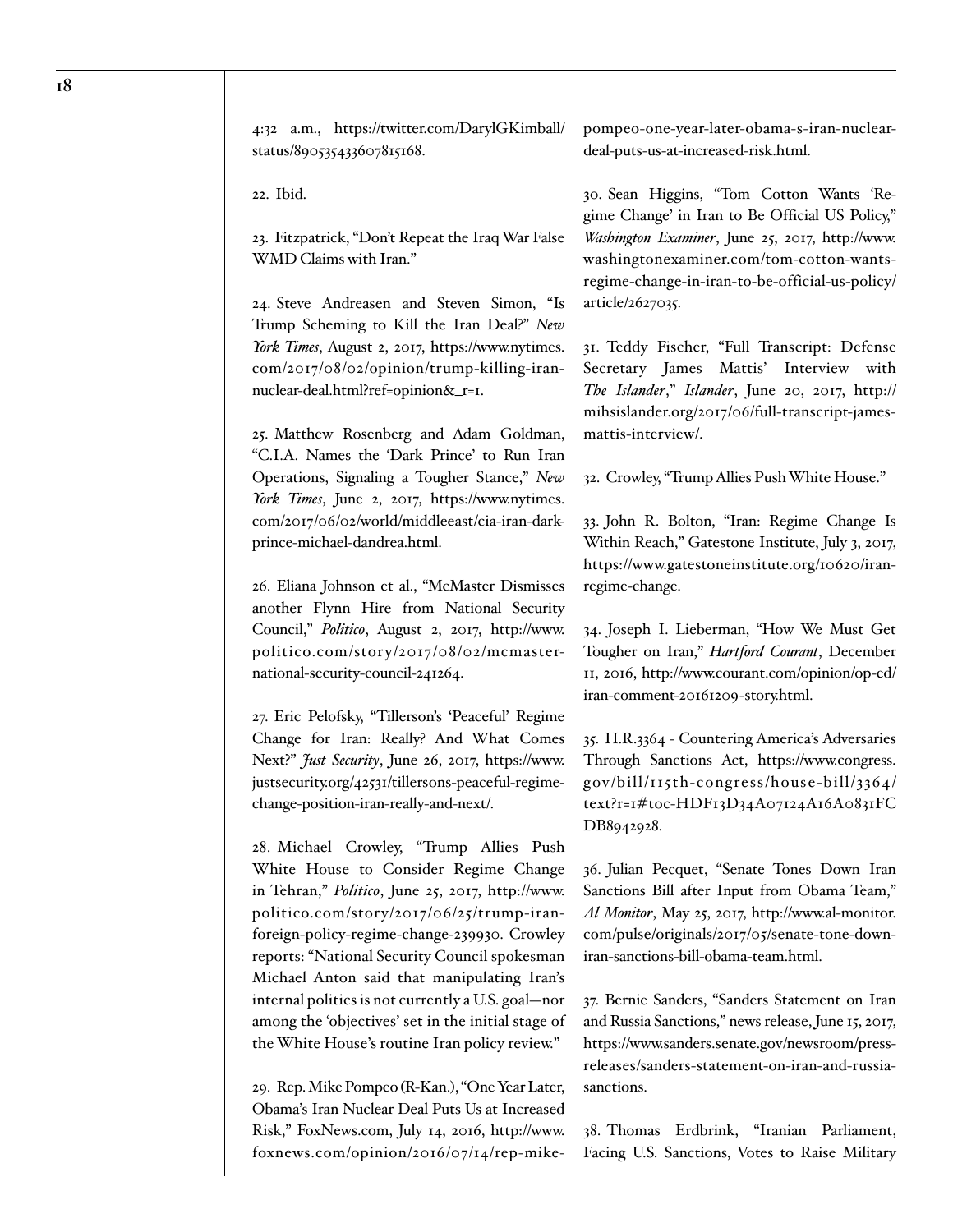4:32 a.m., https://twitter.com/DarylGKimball/status/890535433607815168.

22. Ibid.

23. Fitzpatrick, "Don't Repeat the Iraq War False WMD Claims with Iran."

24. Steve Andreasen and Steven Simon, "Is Trump Scheming to Kill the Iran Deal?" *New York Times*, August 2, 2017, https://www.nytimes.com/2017/08/02/opinion/trump-killing-iran-nuclear-deal.html?ref=opinion&_r=1.

25. Matthew Rosenberg and Adam Goldman, "C.I.A. Names the 'Dark Prince' to Run Iran Operations, Signaling a Tougher Stance," *New York Times*, June 2, 2017, https://www.nytimes.com/2017/06/02/world/middleeast/cia-iran-dark-prince-michael-dandrea.html.

26. Eliana Johnson et al., "McMaster Dismisses another Flynn Hire from National Security Council," *Politico*, August 2, 2017, http://www.politico.com/story/2017/08/02/mcmaster-national-security-council-241264.

27. Eric Pelofsky, "Tillerson's 'Peaceful' Regime Change for Iran: Really? And What Comes Next?" *Just Security*, June 26, 2017, https://www.justsecurity.org/42531/tillersons-peaceful-regime-change-position-iran-really-and-next/.

28. Michael Crowley, "Trump Allies Push White House to Consider Regime Change in Tehran," *Politico*, June 25, 2017, http://www.politico.com/story/2017/06/25/trump-iran-foreign-policy-regime-change-239930. Crowley reports: "National Security Council spokesman Michael Anton said that manipulating Iran's internal politics is not currently a U.S. goal—nor among the 'objectives' set in the initial stage of the White House's routine Iran policy review."

29. Rep. Mike Pompeo (R-Kan.), "One Year Later, Obama's Iran Nuclear Deal Puts Us at Increased Risk," FoxNews.com, July 14, 2016, http://www.foxnews.com/opinion/2016/07/14/rep-mike-pompeo-one-year-later-obama-s-iran-nuclear-deal-puts-us-at-increased-risk.html.

30. Sean Higgins, "Tom Cotton Wants 'Regime Change' in Iran to Be Official US Policy," *Washington Examiner*, June 25, 2017, http://www.washingtonexaminer.com/tom-cotton-wants-regime-change-in-iran-to-be-official-us-policy/article/2627035.

31. Teddy Fischer, "Full Transcript: Defense Secretary James Mattis' Interview with *The Islander*," *Islander*, June 20, 2017, http://mihsislander.org/2017/06/full-transcript-james-mattis-interview/.

32. Crowley, "Trump Allies Push White House."

33. John R. Bolton, "Iran: Regime Change Is Within Reach," Gatestone Institute, July 3, 2017, https://www.gatestoneinstitute.org/10620/iran-regime-change.

34. Joseph I. Lieberman, "How We Must Get Tougher on Iran," *Hartford Courant*, December 11, 2016, http://www.courant.com/opinion/op-ed/iran-comment-20161209-story.html.

35. H.R.3364 - Countering America's Adversaries Through Sanctions Act, https://www.congress.gov/bill/115th-congress/house-bill/3364/text?r=1#toc-HDF13D34A07124A16A0831FCDB8942928.

36. Julian Pecquet, "Senate Tones Down Iran Sanctions Bill after Input from Obama Team," *Al Monitor*, May 25, 2017, http://www.al-monitor.com/pulse/originals/2017/05/senate-tone-down-iran-sanctions-bill-obama-team.html.

37. Bernie Sanders, "Sanders Statement on Iran and Russia Sanctions," news release, June 15, 2017, https://www.sanders.senate.gov/newsroom/press-releases/sanders-statement-on-iran-and-russia-sanctions.

38. Thomas Erdbrink, "Iranian Parliament, Facing U.S. Sanctions, Votes to Raise Military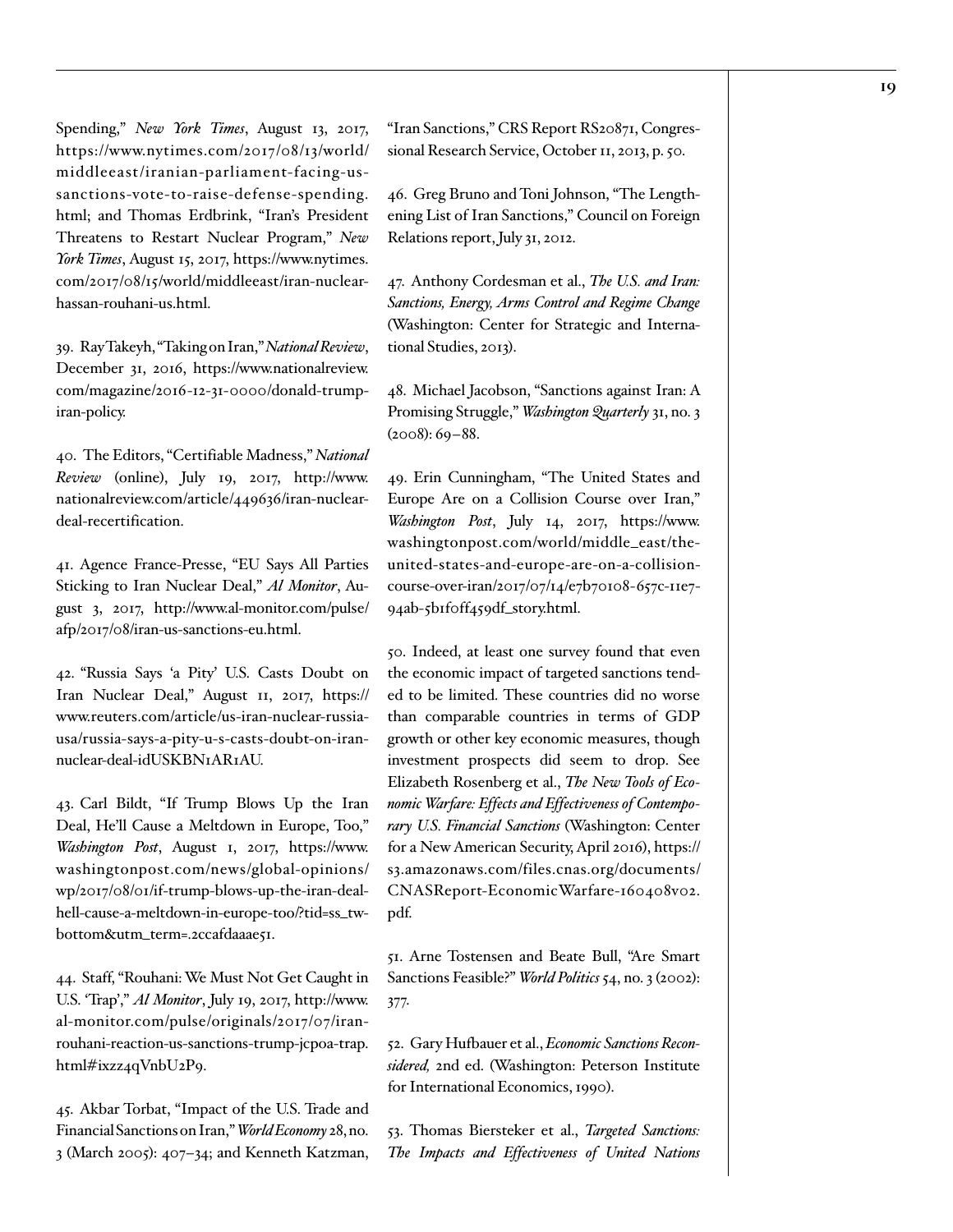Spending," *New York Times*, August 13, 2017, https://www.nytimes.com/2017/08/13/world/middleeast/iranian-parliament-facing-us-sanctions-vote-to-raise-defense-spending.html; and Thomas Erdbrink, "Iran's President Threatens to Restart Nuclear Program," *New York Times*, August 15, 2017, https://www.nytimes.com/2017/08/15/world/middleeast/iran-nuclear-hassan-rouhani-us.html.

39. Ray Takeyh, "Taking on Iran," *National Review*, December 31, 2016, https://www.nationalreview.com/magazine/2016-12-31-0000/donald-trump-iran-policy.

40. The Editors, "Certifiable Madness," *National Review* (online), July 19, 2017, http://www.nationalreview.com/article/449636/iran-nuclear-deal-recertification.

41. Agence France-Presse, "EU Says All Parties Sticking to Iran Nuclear Deal," *Al Monitor*, August 3, 2017, http://www.al-monitor.com/pulse/afp/2017/08/iran-us-sanctions-eu.html.

42. "Russia Says 'a Pity' U.S. Casts Doubt on Iran Nuclear Deal," August 11, 2017, https://www.reuters.com/article/us-iran-nuclear-russia-usa/russia-says-a-pity-u-s-casts-doubt-on-iran-nuclear-deal-idUSKBN1AR1AU.

43. Carl Bildt, "If Trump Blows Up the Iran Deal, He'll Cause a Meltdown in Europe, Too," *Washington Post*, August 1, 2017, https://www.washingtonpost.com/news/global-opinions/wp/2017/08/01/if-trump-blows-up-the-iran-deal-hell-cause-a-meltdown-in-europe-too/?tid=ss_tw-bottom&utm_term=.2ccafdaaae51.

44. Staff, "Rouhani: We Must Not Get Caught in U.S. 'Trap'," *Al Monitor*, July 19, 2017, http://www.al-monitor.com/pulse/originals/2017/07/iran-rouhani-reaction-us-sanctions-trump-jcpoa-trap.html#ixzz4qVnbU2P9.

45. Akbar Torbat, "Impact of the U.S. Trade and Financial Sanctions on Iran," *World Economy* 28, no. 3 (March 2005): 407–34; and Kenneth Katzman, "Iran Sanctions," CRS Report RS20871, Congressional Research Service, October 11, 2013, p. 50.

46. Greg Bruno and Toni Johnson, "The Lengthening List of Iran Sanctions," Council on Foreign Relations report, July 31, 2012.

47. Anthony Cordesman et al., *The U.S. and Iran: Sanctions, Energy, Arms Control and Regime Change* (Washington: Center for Strategic and International Studies, 2013).

48. Michael Jacobson, "Sanctions against Iran: A Promising Struggle," *Washington Quarterly* 31, no. 3 (2008): 69–88.

49. Erin Cunningham, "The United States and Europe Are on a Collision Course over Iran," *Washington Post*, July 14, 2017, https://www.washingtonpost.com/world/middle_east/the-united-states-and-europe-are-on-a-collision-course-over-iran/2017/07/14/e7b70108-657c-11e7-94ab-5b1f0ff459df_story.html.

50. Indeed, at least one survey found that even the economic impact of targeted sanctions tended to be limited. These countries did no worse than comparable countries in terms of GDP growth or other key economic measures, though investment prospects did seem to drop. See Elizabeth Rosenberg et al., *The New Tools of Economic Warfare: Effects and Effectiveness of Contemporary U.S. Financial Sanctions* (Washington: Center for a New American Security, April 2016), https://s3.amazonaws.com/files.cnas.org/documents/CNASReport-EconomicWarfare-160408v02.pdf.

51. Arne Tostensen and Beate Bull, "Are Smart Sanctions Feasible?" *World Politics* 54, no. 3 (2002): 377.

52. Gary Hufbauer et al., *Economic Sanctions Reconsidered,* 2nd ed. (Washington: Peterson Institute for International Economics, 1990).

53. Thomas Biersteker et al., *Targeted Sanctions: The Impacts and Effectiveness of United Nations*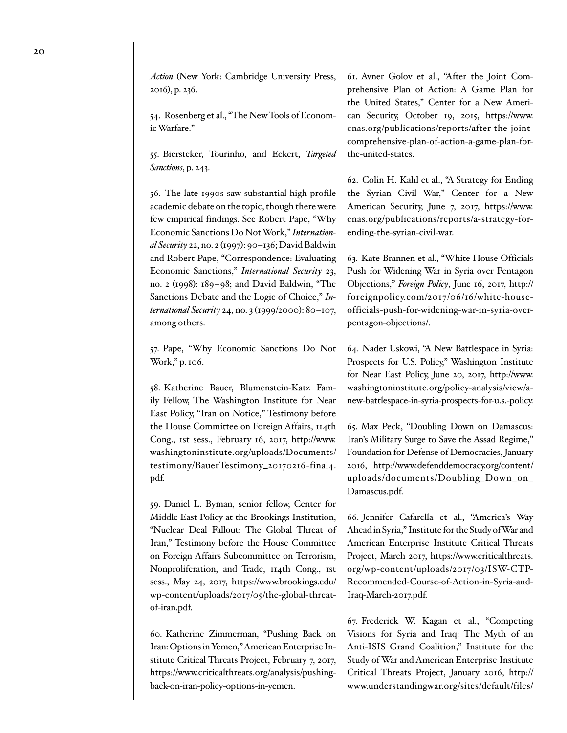*Action* (New York: Cambridge University Press, 2016), p. 236.

54. Rosenberg et al., "The New Tools of Economic Warfare."

55. Biersteker, Tourinho, and Eckert, *Targeted Sanctions*, p. 243.

56. The late 1990s saw substantial high-profile academic debate on the topic, though there were few empirical findings. See Robert Pape, "Why Economic Sanctions Do Not Work," *International Security* 22, no. 2 (1997): 90–136; David Baldwin and Robert Pape, "Correspondence: Evaluating Economic Sanctions," *International Security* 23, no. 2 (1998): 189–98; and David Baldwin, "The Sanctions Debate and the Logic of Choice," *International Security* 24, no. 3 (1999/2000): 80–107, among others.

57. Pape, "Why Economic Sanctions Do Not Work," p. 106.

58. Katherine Bauer, Blumenstein-Katz Family Fellow, The Washington Institute for Near East Policy, "Iran on Notice," Testimony before the House Committee on Foreign Affairs, 114th Cong., 1st sess., February 16, 2017, http://www.washingtoninstitute.org/uploads/Documents/testimony/BauerTestimony_20170216-final4.pdf.

59. Daniel L. Byman, senior fellow, Center for Middle East Policy at the Brookings Institution, "Nuclear Deal Fallout: The Global Threat of Iran," Testimony before the House Committee on Foreign Affairs Subcommittee on Terrorism, Nonproliferation, and Trade, 114th Cong., 1st sess., May 24, 2017, https://www.brookings.edu/wp-content/uploads/2017/05/the-global-threat-of-iran.pdf.

60. Katherine Zimmerman, "Pushing Back on Iran: Options in Yemen," American Enterprise Institute Critical Threats Project, February 7, 2017, https://www.criticalthreats.org/analysis/pushing-back-on-iran-policy-options-in-yemen.

61. Avner Golov et al., "After the Joint Comprehensive Plan of Action: A Game Plan for the United States," Center for a New American Security, October 19, 2015, https://www.cnas.org/publications/reports/after-the-joint-comprehensive-plan-of-action-a-game-plan-for-the-united-states.

62. Colin H. Kahl et al., "A Strategy for Ending the Syrian Civil War," Center for a New American Security, June 7, 2017, https://www.cnas.org/publications/reports/a-strategy-for-ending-the-syrian-civil-war.

63. Kate Brannen et al., "White House Officials Push for Widening War in Syria over Pentagon Objections," *Foreign Policy*, June 16, 2017, http://foreignpolicy.com/2017/06/16/white-house-officials-push-for-widening-war-in-syria-over-pentagon-objections/.

64. Nader Uskowi, "A New Battlespace in Syria: Prospects for U.S. Policy," Washington Institute for Near East Policy, June 20, 2017, http://www.washingtoninstitute.org/policy-analysis/view/a-new-battlespace-in-syria-prospects-for-u.s.-policy.

65. Max Peck, "Doubling Down on Damascus: Iran's Military Surge to Save the Assad Regime," Foundation for Defense of Democracies, January 2016, http://www.defenddemocracy.org/content/uploads/documents/Doubling_Down_on_Damascus.pdf.

66. Jennifer Cafarella et al., "America's Way Ahead in Syria," Institute for the Study of War and American Enterprise Institute Critical Threats Project, March 2017, https://www.criticalthreats.org/wp-content/uploads/2017/03/ISW-CTP-Recommended-Course-of-Action-in-Syria-and-Iraq-March-2017.pdf.

67. Frederick W. Kagan et al., "Competing Visions for Syria and Iraq: The Myth of an Anti-ISIS Grand Coalition," Institute for the Study of War and American Enterprise Institute Critical Threats Project, January 2016, http://www.understandingwar.org/sites/default/files/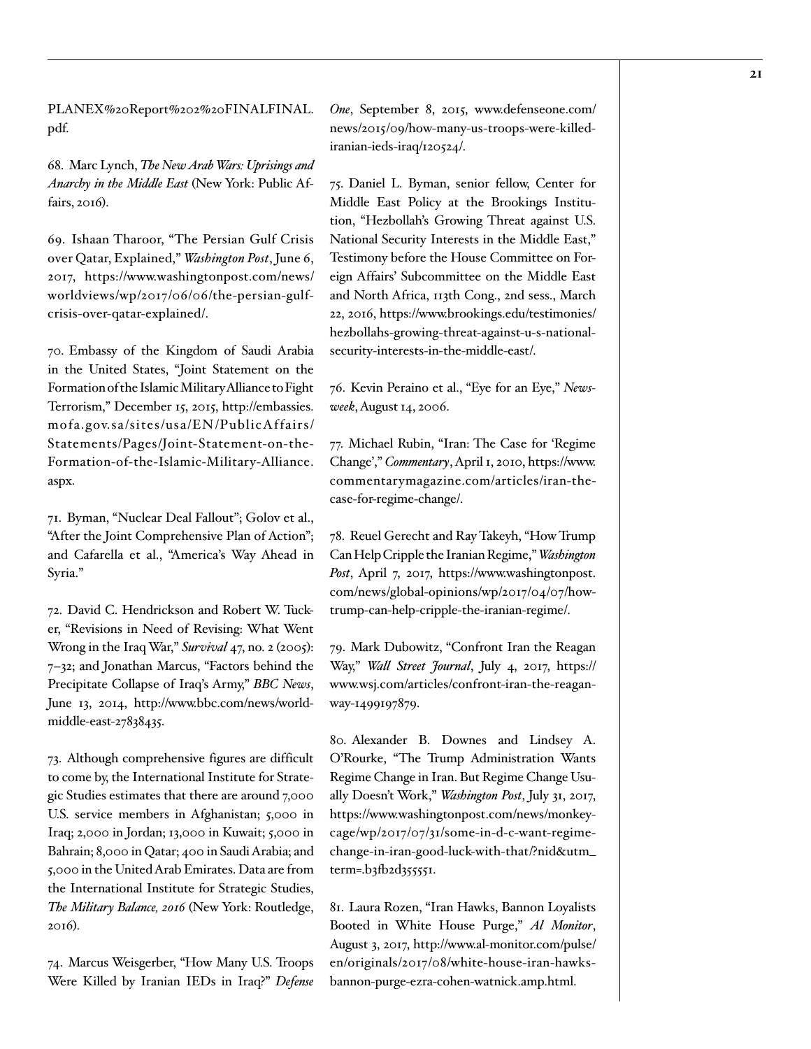PLANEX%20Report%202%20FINALFINAL.pdf.

68. Marc Lynch, *The New Arab Wars: Uprisings and Anarchy in the Middle East* (New York: Public Affairs, 2016).

69. Ishaan Tharoor, "The Persian Gulf Crisis over Qatar, Explained," *Washington Post*, June 6, 2017, https://www.washingtonpost.com/news/worldviews/wp/2017/06/06/the-persian-gulf-crisis-over-qatar-explained/.

70. Embassy of the Kingdom of Saudi Arabia in the United States, "Joint Statement on the Formation of the Islamic Military Alliance to Fight Terrorism," December 15, 2015, http://embassies.mofa.gov.sa/sites/usa/EN/PublicAffairs/Statements/Pages/Joint-Statement-on-the-Formation-of-the-Islamic-Military-Alliance.aspx.

71. Byman, "Nuclear Deal Fallout"; Golov et al., "After the Joint Comprehensive Plan of Action"; and Cafarella et al., "America's Way Ahead in Syria."

72. David C. Hendrickson and Robert W. Tucker, "Revisions in Need of Revising: What Went Wrong in the Iraq War," *Survival* 47, no. 2 (2005): 7–32; and Jonathan Marcus, "Factors behind the Precipitate Collapse of Iraq's Army," *BBC News*, June 13, 2014, http://www.bbc.com/news/world-middle-east-27838435.

73. Although comprehensive figures are difficult to come by, the International Institute for Strategic Studies estimates that there are around 7,000 U.S. service members in Afghanistan; 5,000 in Iraq; 2,000 in Jordan; 13,000 in Kuwait; 5,000 in Bahrain; 8,000 in Qatar; 400 in Saudi Arabia; and 5,000 in the United Arab Emirates. Data are from the International Institute for Strategic Studies, *The Military Balance, 2016* (New York: Routledge, 2016).

74. Marcus Weisgerber, "How Many U.S. Troops Were Killed by Iranian IEDs in Iraq?" *Defense One*, September 8, 2015, www.defenseone.com/news/2015/09/how-many-us-troops-were-killed-iranian-ieds-iraq/120524/.

75. Daniel L. Byman, senior fellow, Center for Middle East Policy at the Brookings Institution, "Hezbollah's Growing Threat against U.S. National Security Interests in the Middle East," Testimony before the House Committee on Foreign Affairs' Subcommittee on the Middle East and North Africa, 113th Cong., 2nd sess., March 22, 2016, https://www.brookings.edu/testimonies/hezbollahs-growing-threat-against-u-s-national-security-interests-in-the-middle-east/.

76. Kevin Peraino et al., "Eye for an Eye," *Newsweek*, August 14, 2006.

77. Michael Rubin, "Iran: The Case for 'Regime Change'," *Commentary*, April 1, 2010, https://www.commentarymagazine.com/articles/iran-the-case-for-regime-change/.

78. Reuel Gerecht and Ray Takeyh, "How Trump Can Help Cripple the Iranian Regime," *Washington Post*, April 7, 2017, https://www.washingtonpost.com/news/global-opinions/wp/2017/04/07/how-trump-can-help-cripple-the-iranian-regime/.

79. Mark Dubowitz, "Confront Iran the Reagan Way," *Wall Street Journal*, July 4, 2017, https://www.wsj.com/articles/confront-iran-the-reagan-way-1499197879.

80. Alexander B. Downes and Lindsey A. O'Rourke, "The Trump Administration Wants Regime Change in Iran. But Regime Change Usually Doesn't Work," *Washington Post*, July 31, 2017, https://www.washingtonpost.com/news/monkey-cage/wp/2017/07/31/some-in-d-c-want-regime-change-in-iran-good-luck-with-that/?nid&utm_term=.b3fb2d355551.

81. Laura Rozen, "Iran Hawks, Bannon Loyalists Booted in White House Purge," *Al Monitor*, August 3, 2017, http://www.al-monitor.com/pulse/en/originals/2017/08/white-house-iran-hawks-bannon-purge-ezra-cohen-watnick.amp.html.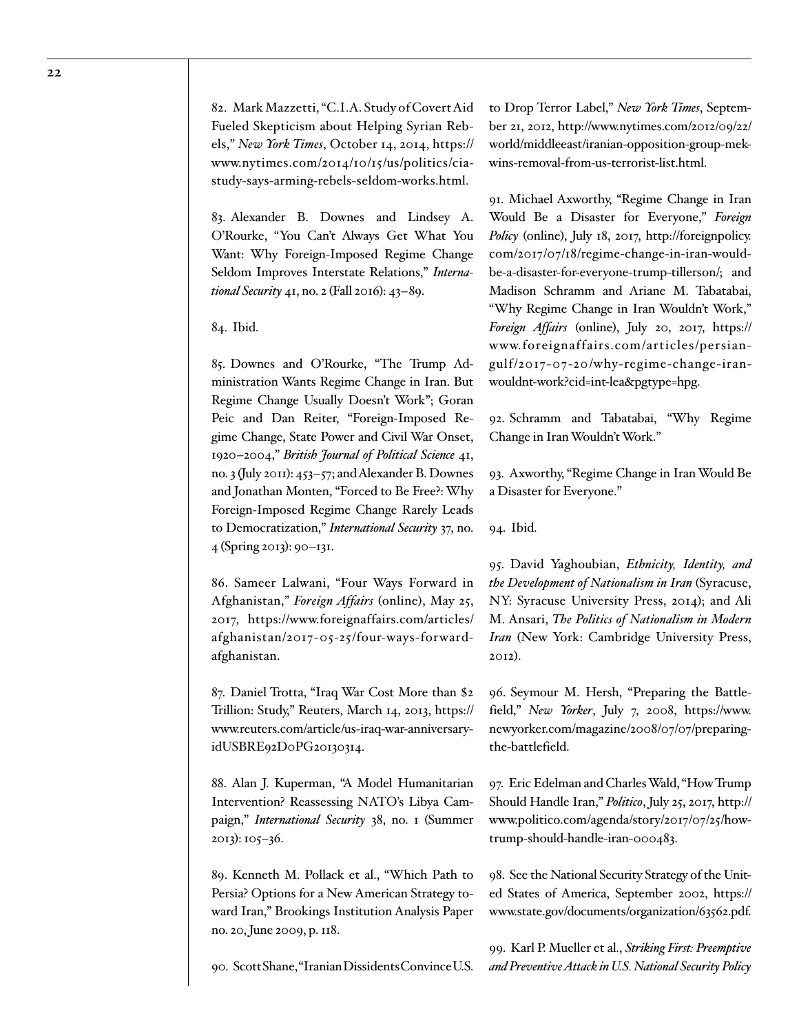82. Mark Mazzetti, "C.I.A. Study of Covert Aid Fueled Skepticism about Helping Syrian Rebels," *New York Times*, October 14, 2014, https://www.nytimes.com/2014/10/15/us/politics/cia-study-says-arming-rebels-seldom-works.html.

83. Alexander B. Downes and Lindsey A. O'Rourke, "You Can't Always Get What You Want: Why Foreign-Imposed Regime Change Seldom Improves Interstate Relations," *International Security* 41, no. 2 (Fall 2016): 43–89.

84. Ibid.

85. Downes and O'Rourke, "The Trump Administration Wants Regime Change in Iran. But Regime Change Usually Doesn't Work"; Goran Peic and Dan Reiter, "Foreign-Imposed Regime Change, State Power and Civil War Onset, 1920–2004," *British Journal of Political Science* 41, no. 3 (July 2011): 453–57; and Alexander B. Downes and Jonathan Monten, "Forced to Be Free?: Why Foreign-Imposed Regime Change Rarely Leads to Democratization," *International Security* 37, no. 4 (Spring 2013): 90–131.

86. Sameer Lalwani, "Four Ways Forward in Afghanistan," *Foreign Affairs* (online), May 25, 2017, https://www.foreignaffairs.com/articles/afghanistan/2017-05-25/four-ways-forward-afghanistan.

87. Daniel Trotta, "Iraq War Cost More than $2 Trillion: Study," Reuters, March 14, 2013, https://www.reuters.com/article/us-iraq-war-anniversary-idUSBRE92D0PG20130314.

88. Alan J. Kuperman, "A Model Humanitarian Intervention? Reassessing NATO's Libya Campaign," *International Security* 38, no. 1 (Summer 2013): 105–36.

89. Kenneth M. Pollack et al., "Which Path to Persia? Options for a New American Strategy toward Iran," Brookings Institution Analysis Paper no. 20, June 2009, p. 118.

90. Scott Shane, "Iranian Dissidents Convince U.S. to Drop Terror Label," *New York Times*, September 21, 2012, http://www.nytimes.com/2012/09/22/world/middleeast/iranian-opposition-group-mek-wins-removal-from-us-terrorist-list.html.

91. Michael Axworthy, "Regime Change in Iran Would Be a Disaster for Everyone," *Foreign Policy* (online), July 18, 2017, http://foreignpolicy.com/2017/07/18/regime-change-in-iran-would-be-a-disaster-for-everyone-trump-tillerson/; and Madison Schramm and Ariane M. Tabatabai, "Why Regime Change in Iran Wouldn't Work," *Foreign Affairs* (online), July 20, 2017, https://www.foreignaffairs.com/articles/persian-gulf/2017-07-20/why-regime-change-iran-wouldnt-work?cid=int-lea&pgtype=hpg.

92. Schramm and Tabatabai, "Why Regime Change in Iran Wouldn't Work."

93. Axworthy, "Regime Change in Iran Would Be a Disaster for Everyone."

94. Ibid.

95. David Yaghoubian, *Ethnicity, Identity, and the Development of Nationalism in Iran* (Syracuse, NY: Syracuse University Press, 2014); and Ali M. Ansari, *The Politics of Nationalism in Modern Iran* (New York: Cambridge University Press, 2012).

96. Seymour M. Hersh, "Preparing the Battlefield," *New Yorker*, July 7, 2008, https://www.newyorker.com/magazine/2008/07/07/preparing-the-battlefield.

97. Eric Edelman and Charles Wald, "How Trump Should Handle Iran," *Politico*, July 25, 2017, http://www.politico.com/agenda/story/2017/07/25/how-trump-should-handle-iran-000483.

98. See the National Security Strategy of the United States of America, September 2002, https://www.state.gov/documents/organization/63562.pdf.

99. Karl P. Mueller et al., *Striking First: Preemptive and Preventive Attack in U.S. National Security Policy*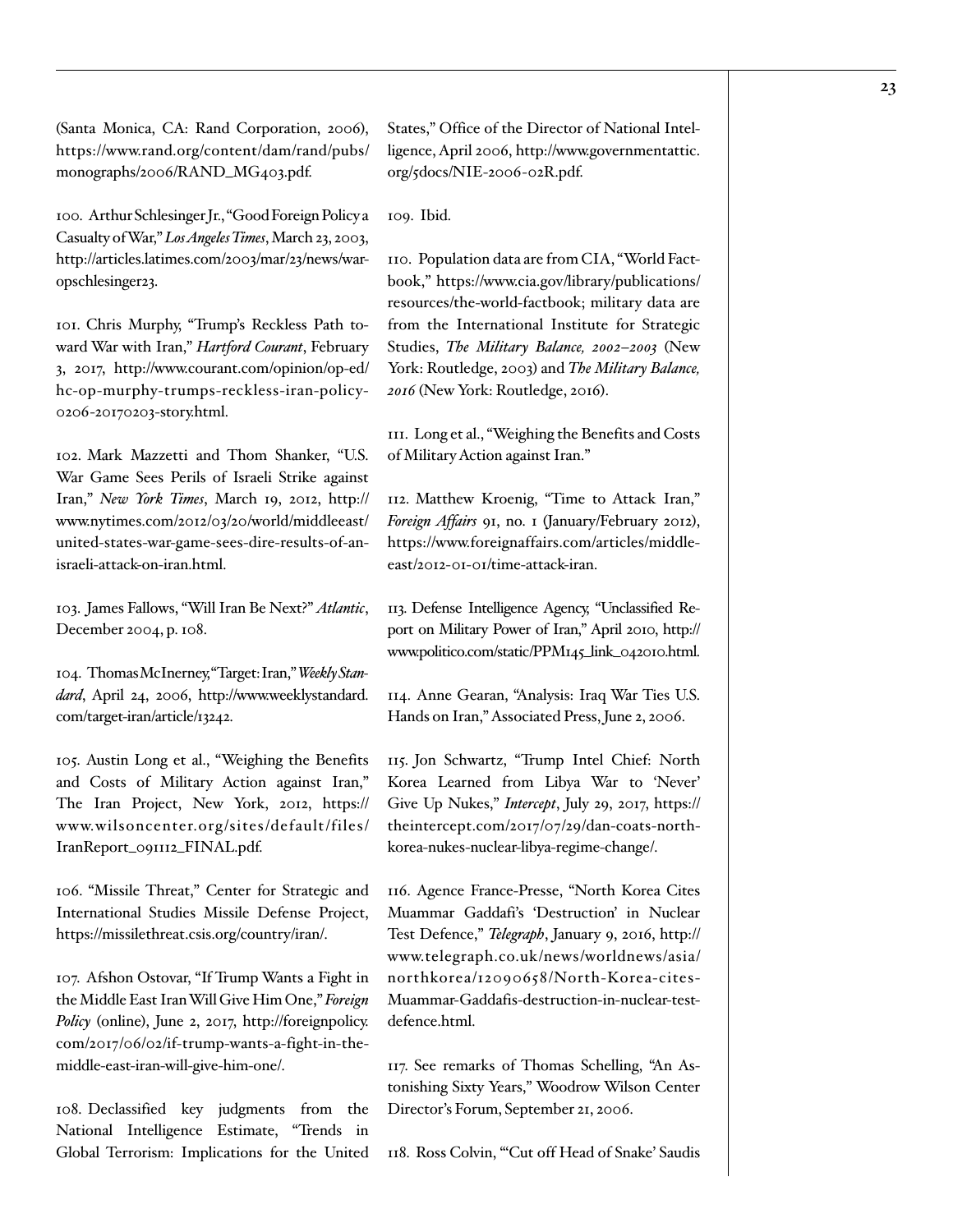(Santa Monica, CA: Rand Corporation, 2006), https://www.rand.org/content/dam/rand/pubs/monographs/2006/RAND_MG403.pdf.

100. Arthur Schlesinger Jr., "Good Foreign Policy a Casualty of War," *Los Angeles Times*, March 23, 2003, http://articles.latimes.com/2003/mar/23/news/war-opschlesinger23.

101. Chris Murphy, "Trump's Reckless Path toward War with Iran," *Hartford Courant*, February 3, 2017, http://www.courant.com/opinion/op-ed/hc-op-murphy-trumps-reckless-iran-policy-0206-20170203-story.html.

102. Mark Mazzetti and Thom Shanker, "U.S. War Game Sees Perils of Israeli Strike against Iran," *New York Times*, March 19, 2012, http://www.nytimes.com/2012/03/20/world/middleeast/united-states-war-game-sees-dire-results-of-an-israeli-attack-on-iran.html.

103. James Fallows, "Will Iran Be Next?" *Atlantic*, December 2004, p. 108.

104. Thomas McInerney, "Target: Iran," *Weekly Standard*, April 24, 2006, http://www.weeklystandard.com/target-iran/article/13242.

105. Austin Long et al., "Weighing the Benefits and Costs of Military Action against Iran," The Iran Project, New York, 2012, https://www.wilsoncenter.org/sites/default/files/IranReport_091112_FINAL.pdf.

106. "Missile Threat," Center for Strategic and International Studies Missile Defense Project, https://missilethreat.csis.org/country/iran/.

107. Afshon Ostovar, "If Trump Wants a Fight in the Middle East Iran Will Give Him One," *Foreign Policy* (online), June 2, 2017, http://foreignpolicy.com/2017/06/02/if-trump-wants-a-fight-in-the-middle-east-iran-will-give-him-one/.

108. Declassified key judgments from the National Intelligence Estimate, "Trends in Global Terrorism: Implications for the United States," Office of the Director of National Intelligence, April 2006, http://www.governmentattic.org/5docs/NIE-2006-02R.pdf.

109. Ibid.

110. Population data are from CIA, "World Factbook," https://www.cia.gov/library/publications/resources/the-world-factbook; military data are from the International Institute for Strategic Studies, *The Military Balance, 2002–2003* (New York: Routledge, 2003) and *The Military Balance, 2016* (New York: Routledge, 2016).

111. Long et al., "Weighing the Benefits and Costs of Military Action against Iran."

112. Matthew Kroenig, "Time to Attack Iran," *Foreign Affairs* 91, no. 1 (January/February 2012), https://www.foreignaffairs.com/articles/middle-east/2012-01-01/time-attack-iran.

113. Defense Intelligence Agency, "Unclassified Report on Military Power of Iran," April 2010, http://www.politico.com/static/PPM145_link_042010.html.

114. Anne Gearan, "Analysis: Iraq War Ties U.S. Hands on Iran," Associated Press, June 2, 2006.

115. Jon Schwartz, "Trump Intel Chief: North Korea Learned from Libya War to 'Never' Give Up Nukes," *Intercept*, July 29, 2017, https://theintercept.com/2017/07/29/dan-coats-north-korea-nukes-nuclear-libya-regime-change/.

116. Agence France-Presse, "North Korea Cites Muammar Gaddafi's 'Destruction' in Nuclear Test Defence," *Telegraph*, January 9, 2016, http://www.telegraph.co.uk/news/worldnews/asia/northkorea/12090658/North-Korea-cites-Muammar-Gaddafis-destruction-in-nuclear-test-defence.html.

117. See remarks of Thomas Schelling, "An Astonishing Sixty Years," Woodrow Wilson Center Director's Forum, September 21, 2006.

118. Ross Colvin, "'Cut off Head of Snake' Saudis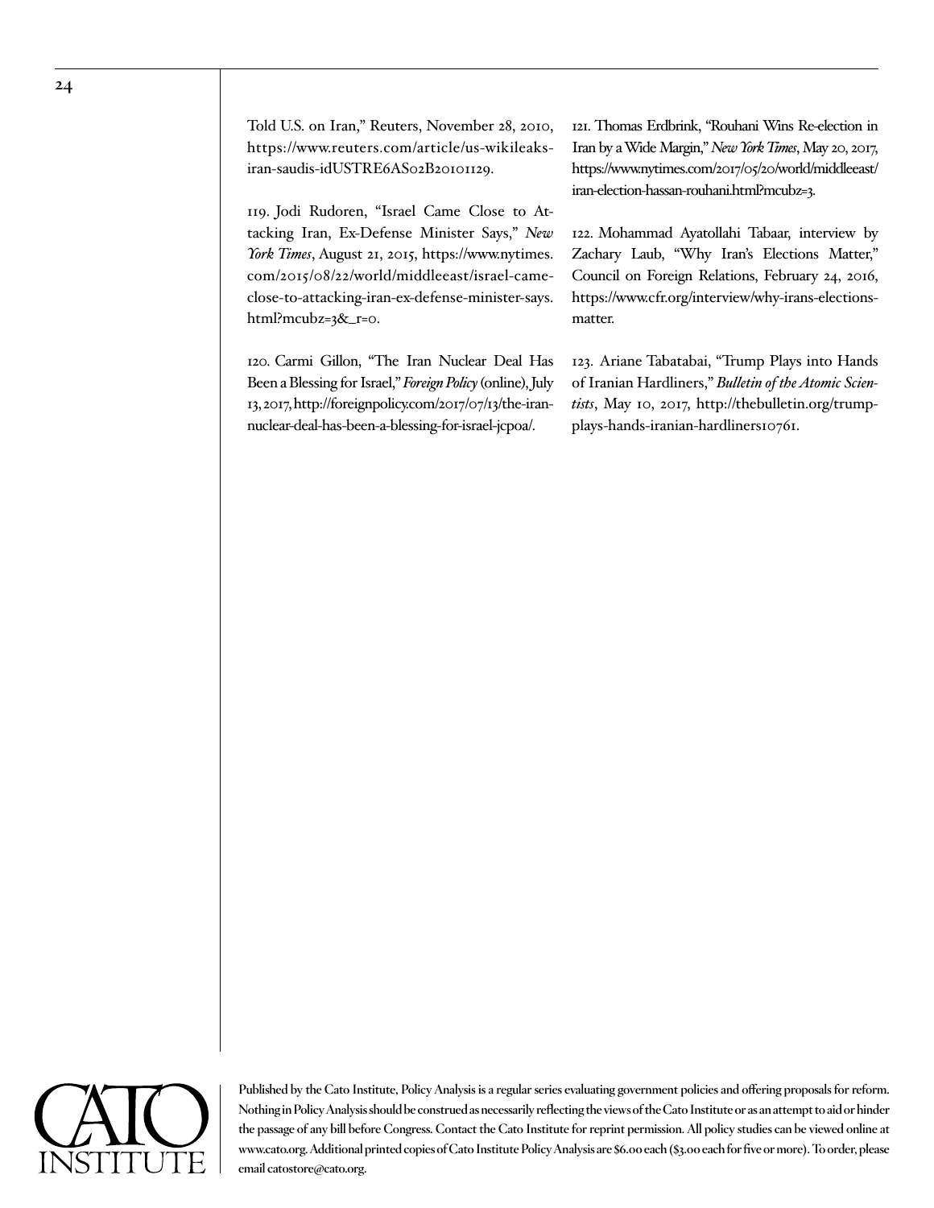Told U.S. on Iran," Reuters, November 28, 2010, https://www.reuters.com/article/us-wikileaks-iran-saudis-idUSTRE6AS02B20101129.

119. Jodi Rudoren, "Israel Came Close to Attacking Iran, Ex-Defense Minister Says," *New York Times*, August 21, 2015, https://www.nytimes.com/2015/08/22/world/middleeast/israel-came-close-to-attacking-iran-ex-defense-minister-says.html?mcubz=3&_r=0.

120. Carmi Gillon, "The Iran Nuclear Deal Has Been a Blessing for Israel," *Foreign Policy* (online), July 13, 2017, http://foreignpolicy.com/2017/07/13/the-iran-nuclear-deal-has-been-a-blessing-for-israel-jcpoa/.

121. Thomas Erdbrink, "Rouhani Wins Re-election in Iran by a Wide Margin," *New York Times*, May 20, 2017, https://www.nytimes.com/2017/05/20/world/middleeast/iran-election-hassan-rouhani.html?mcubz=3.

122. Mohammad Ayatollahi Tabaar, interview by Zachary Laub, "Why Iran's Elections Matter," Council on Foreign Relations, February 24, 2016, https://www.cfr.org/interview/why-irans-elections-matter.

123. Ariane Tabatabai, "Trump Plays into Hands of Iranian Hardliners," *Bulletin of the Atomic Scientists*, May 10, 2017, http://thebulletin.org/trump-plays-hands-iranian-hardliners10761.

Published by the Cato Institute, Policy Analysis is a regular series evaluating government policies and offering proposals for reform. Nothing in Policy Analysis should be construed as necessarily reflecting the views of the Cato Institute or as an attempt to aid or hinder the passage of any bill before Congress. Contact the Cato Institute for reprint permission. All policy studies can be viewed online at www.cato.org. Additional printed copies of Cato Institute Policy Analysis are $6.00 each ($3.00 each for five or more). To order, please email catostore@cato.org.